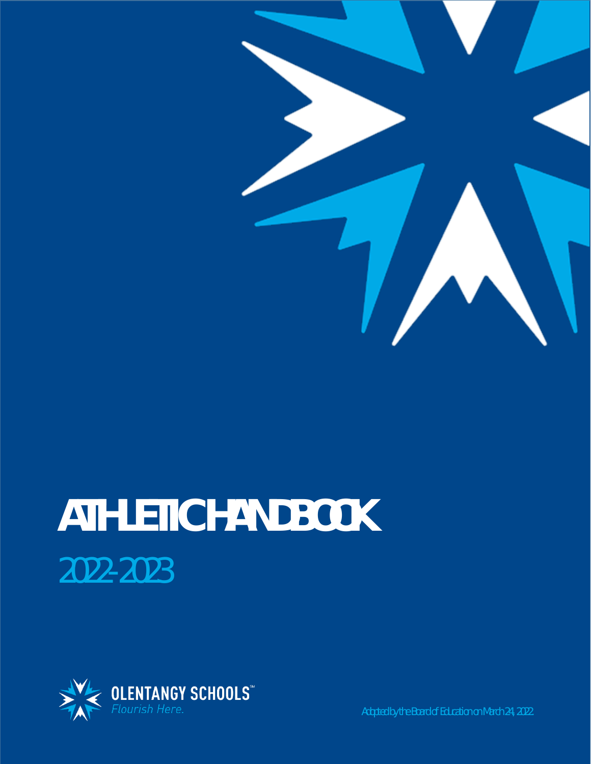# ATHLETIC HANDBOOK

2022-2023

OLENTANGY SCHOOLS

*Flourish Here.*

Adopted by the Board of Education on March 24, 2022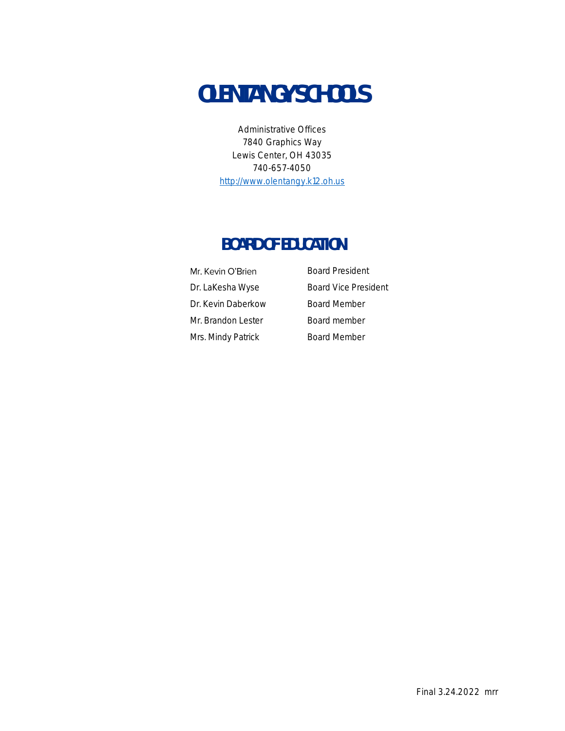# OLENTANGY SCHOOLS

Administrative Offices
7840 Graphics Way
Lewis Center, OH 43035
740-657-4050
http://www.olentangy.k12.oh.us

## BOARD OF EDUCATION

| | |
|---|---|
| Mr. Kevin O'Brien | Board President |
| Dr. LaKesha Wyse | Board Vice President |
| Dr. Kevin Daberkow | Board Member |
| Mr. Brandon Lester | Board member |
| Mrs. Mindy Patrick | Board Member |

Final 3.24.2022 mrr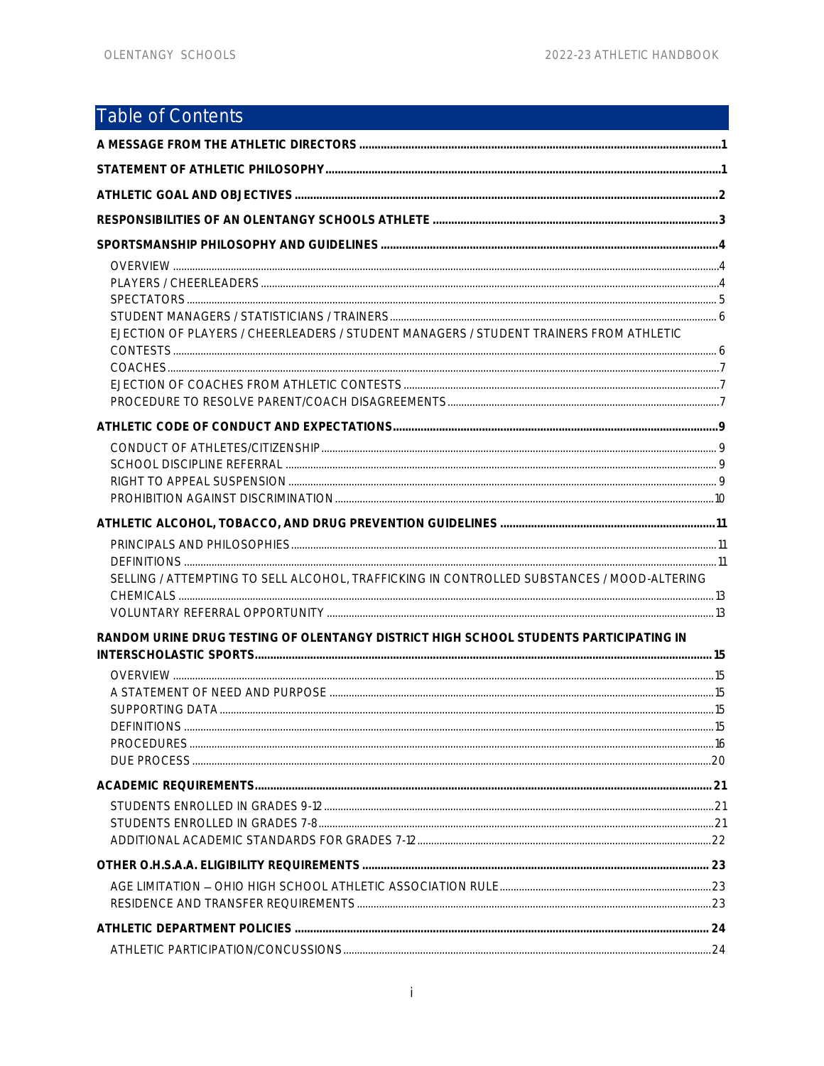# Table of Contents

**A MESSAGE FROM THE ATHLETIC DIRECTORS** .......... 1

**STATEMENT OF ATHLETIC PHILOSOPHY** .......... 1

**ATHLETIC GOAL AND OBJECTIVES** .......... 2

**RESPONSIBILITIES OF AN OLENTANGY SCHOOLS ATHLETE** .......... 3

**SPORTSMANSHIP PHILOSOPHY AND GUIDELINES** .......... 4

- OVERVIEW .......... 4
- PLAYERS / CHEERLEADERS .......... 4
- SPECTATORS .......... 5
- STUDENT MANAGERS / STATISTICIANS / TRAINERS .......... 6
- EJECTION OF PLAYERS / CHEERLEADERS / STUDENT MANAGERS / STUDENT TRAINERS FROM ATHLETIC CONTESTS .......... 6
- COACHES .......... 7
- EJECTION OF COACHES FROM ATHLETIC CONTESTS .......... 7
- PROCEDURE TO RESOLVE PARENT/COACH DISAGREEMENTS .......... 7

**ATHLETIC CODE OF CONDUCT AND EXPECTATIONS** .......... 9

- CONDUCT OF ATHLETES/CITIZENSHIP .......... 9
- SCHOOL DISCIPLINE REFERRAL .......... 9
- RIGHT TO APPEAL SUSPENSION .......... 9
- PROHIBITION AGAINST DISCRIMINATION .......... 10

**ATHLETIC ALCOHOL, TOBACCO, AND DRUG PREVENTION GUIDELINES** .......... 11

- PRINCIPALS AND PHILOSOPHIES .......... 11
- DEFINITIONS .......... 11
- SELLING / ATTEMPTING TO SELL ALCOHOL, TRAFFICKING IN CONTROLLED SUBSTANCES / MOOD-ALTERING CHEMICALS .......... 13
- VOLUNTARY REFERRAL OPPORTUNITY .......... 13

**RANDOM URINE DRUG TESTING OF OLENTANGY DISTRICT HIGH SCHOOL STUDENTS PARTICIPATING IN INTERSCHOLASTIC SPORTS** .......... 15

- OVERVIEW .......... 15
- A STATEMENT OF NEED AND PURPOSE .......... 15
- SUPPORTING DATA .......... 15
- DEFINITIONS .......... 15
- PROCEDURES .......... 16
- DUE PROCESS .......... 20

**ACADEMIC REQUIREMENTS** .......... 21

- STUDENTS ENROLLED IN GRADES 9-12 .......... 21
- STUDENTS ENROLLED IN GRADES 7-8 .......... 21
- ADDITIONAL ACADEMIC STANDARDS FOR GRADES 7-12 .......... 22

**OTHER O.H.S.A.A. ELIGIBILITY REQUIREMENTS** .......... 23

- AGE LIMITATION – OHIO HIGH SCHOOL ATHLETIC ASSOCIATION RULE .......... 23
- RESIDENCE AND TRANSFER REQUIREMENTS .......... 23

**ATHLETIC DEPARTMENT POLICIES** .......... 24

- ATHLETIC PARTICIPATION/CONCUSSIONS .......... 24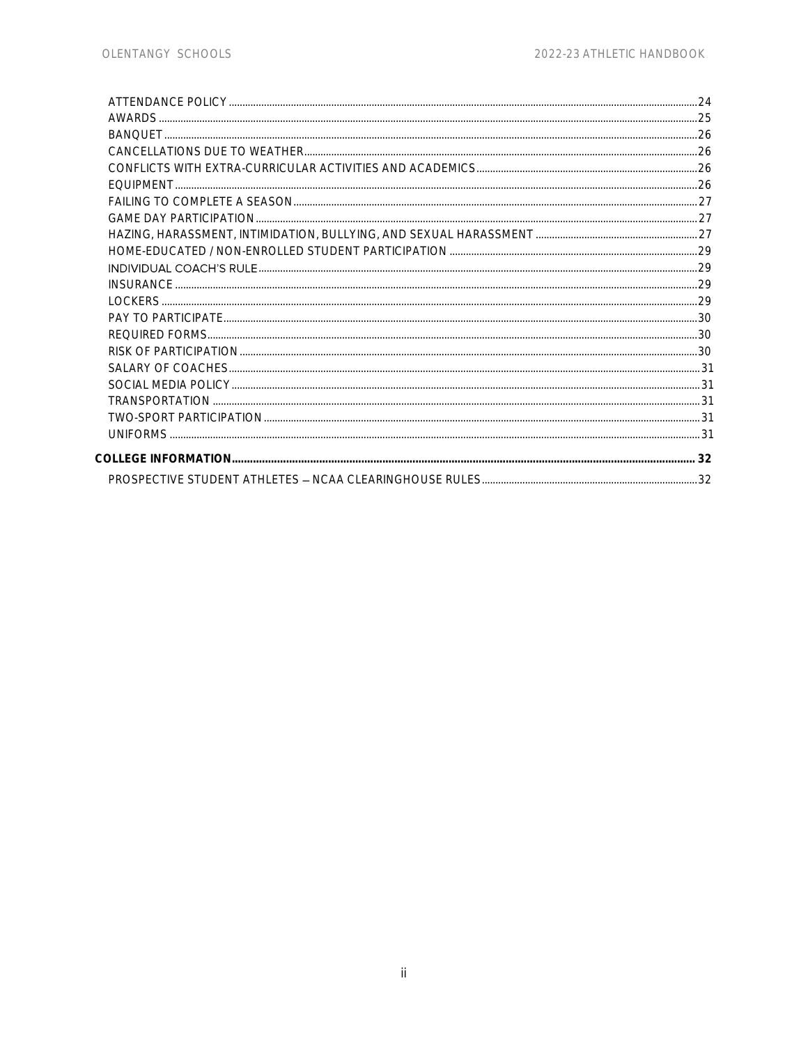ATTENDANCE POLICY ..... 24
AWARDS ..... 25
BANQUET ..... 26
CANCELLATIONS DUE TO WEATHER ..... 26
CONFLICTS WITH EXTRA-CURRICULAR ACTIVITIES AND ACADEMICS ..... 26
EQUIPMENT ..... 26
FAILING TO COMPLETE A SEASON ..... 27
GAME DAY PARTICIPATION ..... 27
HAZING, HARASSMENT, INTIMIDATION, BULLYING, AND SEXUAL HARASSMENT ..... 27
HOME-EDUCATED / NON-ENROLLED STUDENT PARTICIPATION ..... 29
INDIVIDUAL COACH'S RULE ..... 29
INSURANCE ..... 29
LOCKERS ..... 29
PAY TO PARTICIPATE ..... 30
REQUIRED FORMS ..... 30
RISK OF PARTICIPATION ..... 30
SALARY OF COACHES ..... 31
SOCIAL MEDIA POLICY ..... 31
TRANSPORTATION ..... 31
TWO-SPORT PARTICIPATION ..... 31
UNIFORMS ..... 31

**COLLEGE INFORMATION ..... 32**

PROSPECTIVE STUDENT ATHLETES – NCAA CLEARINGHOUSE RULES ..... 32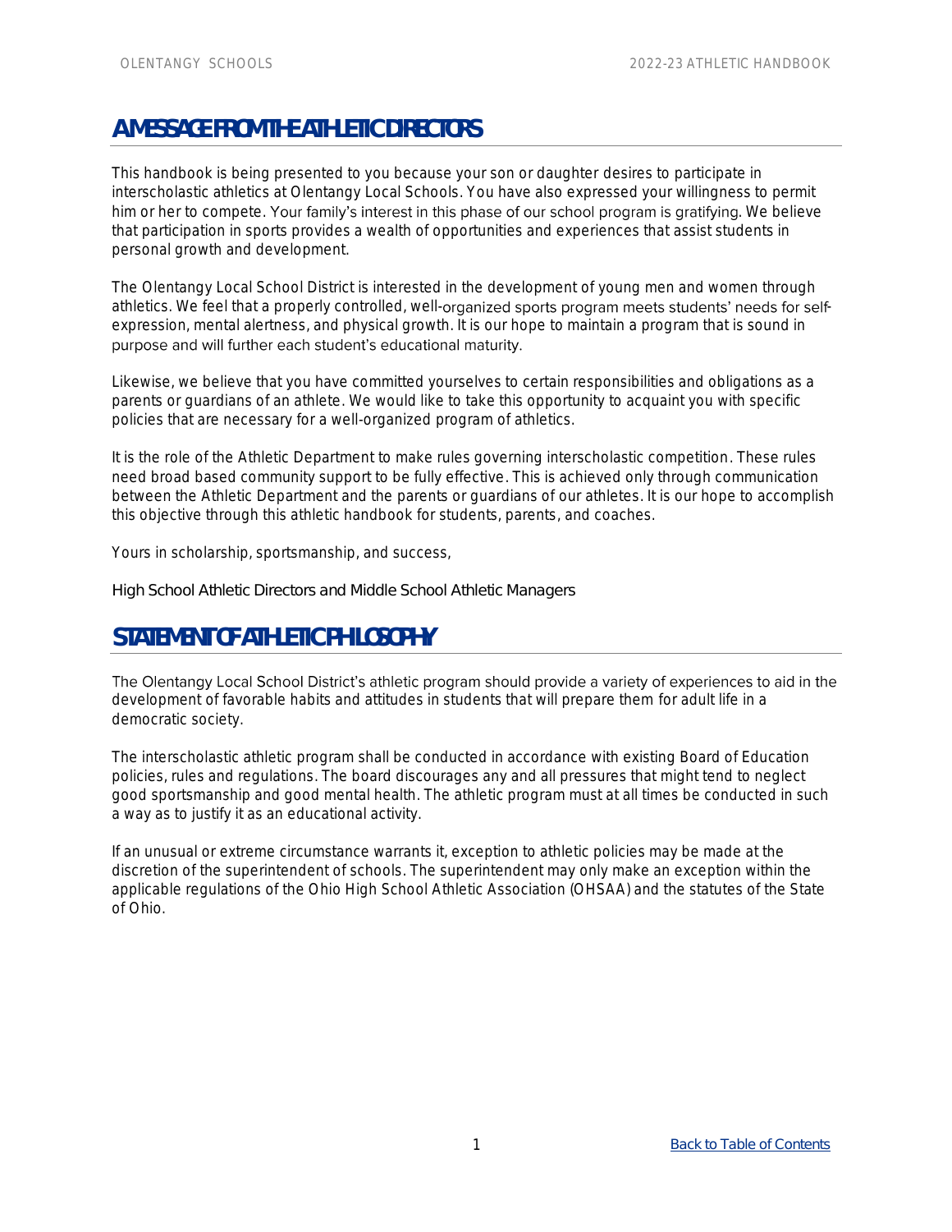# A MESSAGE FROM THE ATHLETIC DIRECTORS

This handbook is being presented to you because your son or daughter desires to participate in interscholastic athletics at Olentangy Local Schools. You have also expressed your willingness to permit him or her to compete. Your family's interest in this phase of our school program is gratifying. We believe that participation in sports provides a wealth of opportunities and experiences that assist students in personal growth and development.

The Olentangy Local School District is interested in the development of young men and women through athletics. We feel that a properly controlled, well-organized sports program meets students' needs for self-expression, mental alertness, and physical growth. It is our hope to maintain a program that is sound in purpose and will further each student's educational maturity.

Likewise, we believe that you have committed yourselves to certain responsibilities and obligations as a parents or guardians of an athlete. We would like to take this opportunity to acquaint you with specific policies that are necessary for a well-organized program of athletics.

It is the role of the Athletic Department to make rules governing interscholastic competition. These rules need broad based community support to be fully effective. This is achieved only through communication between the Athletic Department and the parents or guardians of our athletes. It is our hope to accomplish this objective through this athletic handbook for students, parents, and coaches.

Yours in scholarship, sportsmanship, and success,

High School Athletic Directors and Middle School Athletic Managers

# STATEMENT OF ATHLETIC PHILOSOPHY

The Olentangy Local School District's athletic program should provide a variety of experiences to aid in the development of favorable habits and attitudes in students that will prepare them for adult life in a democratic society.

The interscholastic athletic program shall be conducted in accordance with existing Board of Education policies, rules and regulations. The board discourages any and all pressures that might tend to neglect good sportsmanship and good mental health. The athletic program must at all times be conducted in such a way as to justify it as an educational activity.

If an unusual or extreme circumstance warrants it, exception to athletic policies may be made at the discretion of the superintendent of schools. The superintendent may only make an exception within the applicable regulations of the Ohio High School Athletic Association (OHSAA) and the statutes of the State of Ohio.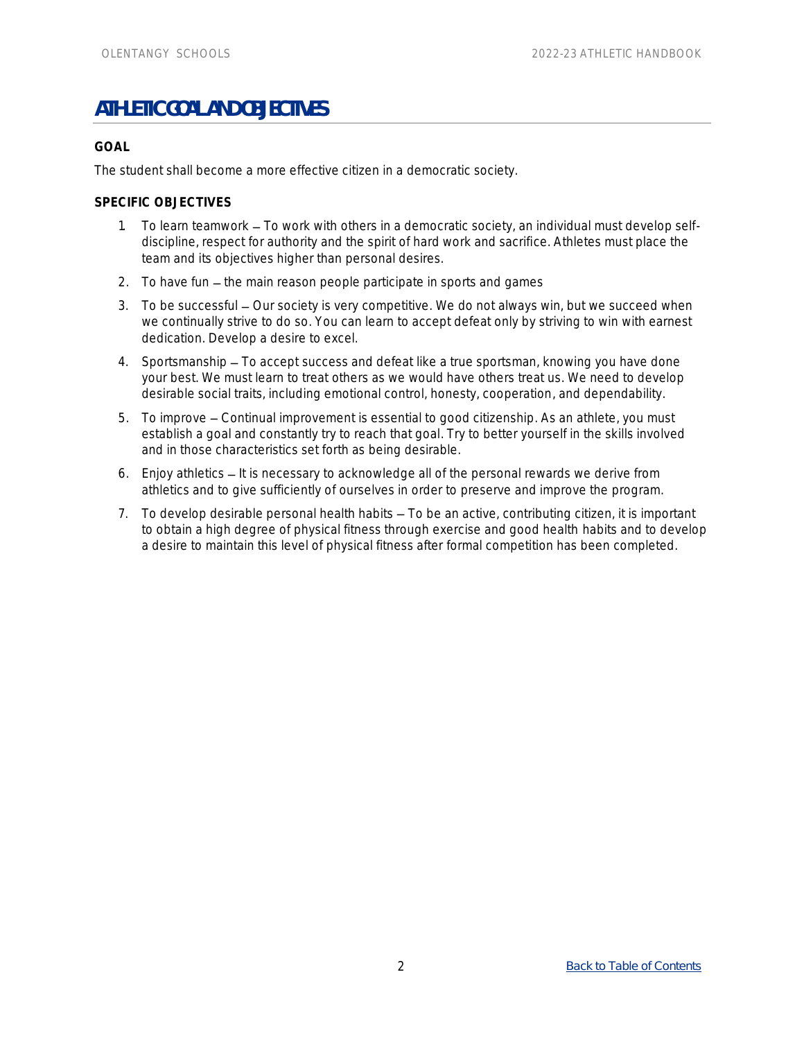# ATHLETIC GOAL AND OBJECTIVES

**GOAL**

The student shall become a more effective citizen in a democratic society.

**SPECIFIC OBJECTIVES**

1. To learn teamwork – To work with others in a democratic society, an individual must develop self-discipline, respect for authority and the spirit of hard work and sacrifice. Athletes must place the team and its objectives higher than personal desires.
2. To have fun – the main reason people participate in sports and games
3. To be successful – Our society is very competitive. We do not always win, but we succeed when we continually strive to do so. You can learn to accept defeat only by striving to win with earnest dedication. Develop a desire to excel.
4. Sportsmanship – To accept success and defeat like a true sportsman, knowing you have done your best. We must learn to treat others as we would have others treat us. We need to develop desirable social traits, including emotional control, honesty, cooperation, and dependability.
5. To improve – Continual improvement is essential to good citizenship. As an athlete, you must establish a goal and constantly try to reach that goal. Try to better yourself in the skills involved and in those characteristics set forth as being desirable.
6. Enjoy athletics – It is necessary to acknowledge all of the personal rewards we derive from athletics and to give sufficiently of ourselves in order to preserve and improve the program.
7. To develop desirable personal health habits – To be an active, contributing citizen, it is important to obtain a high degree of physical fitness through exercise and good health habits and to develop a desire to maintain this level of physical fitness after formal competition has been completed.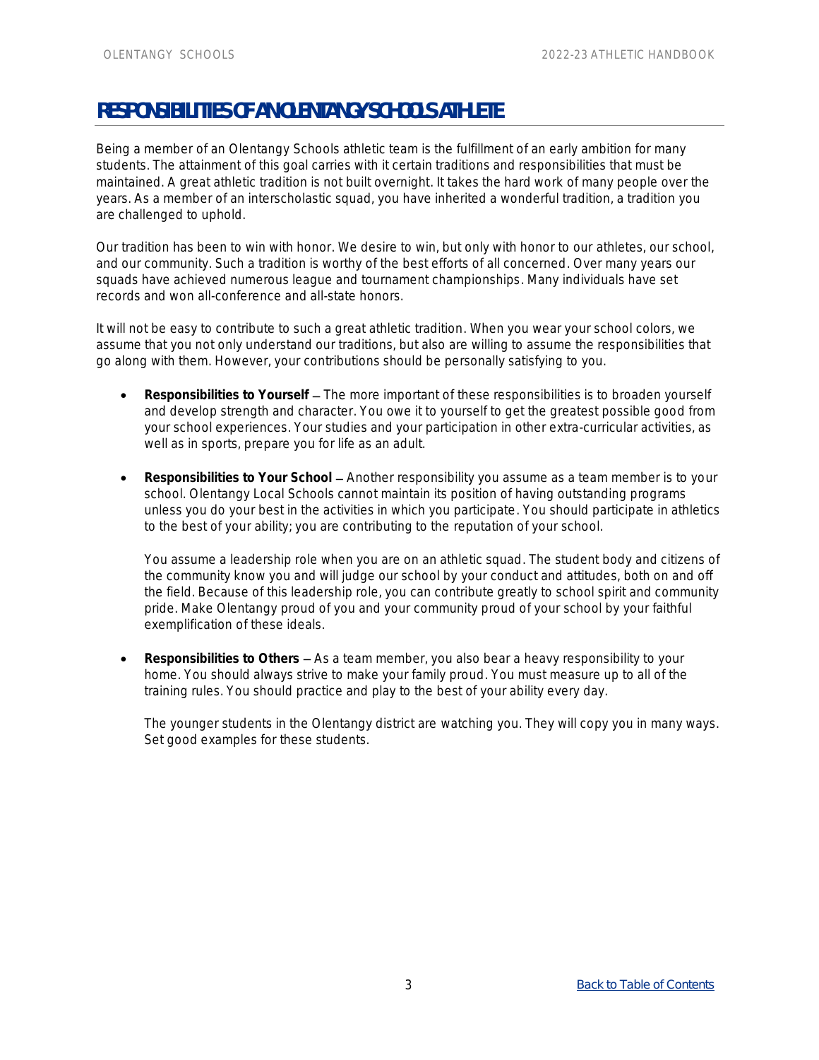# RESPONSIBILITIES OF AN OLENTANGY SCHOOLS ATHLETE

Being a member of an Olentangy Schools athletic team is the fulfillment of an early ambition for many students. The attainment of this goal carries with it certain traditions and responsibilities that must be maintained. A great athletic tradition is not built overnight. It takes the hard work of many people over the years. As a member of an interscholastic squad, you have inherited a wonderful tradition, a tradition you are challenged to uphold.

Our tradition has been to win with honor. We desire to win, but only with honor to our athletes, our school, and our community. Such a tradition is worthy of the best efforts of all concerned. Over many years our squads have achieved numerous league and tournament championships. Many individuals have set records and won all-conference and all-state honors.

It will not be easy to contribute to such a great athletic tradition. When you wear your school colors, we assume that you not only understand our traditions, but also are willing to assume the responsibilities that go along with them. However, your contributions should be personally satisfying to you.

- **Responsibilities to Yourself** – The more important of these responsibilities is to broaden yourself and develop strength and character. You owe it to yourself to get the greatest possible good from your school experiences. Your studies and your participation in other extra-curricular activities, as well as in sports, prepare you for life as an adult.

- **Responsibilities to Your School** – Another responsibility you assume as a team member is to your school. Olentangy Local Schools cannot maintain its position of having outstanding programs unless you do your best in the activities in which you participate. You should participate in athletics to the best of your ability; you are contributing to the reputation of your school.

  You assume a leadership role when you are on an athletic squad. The student body and citizens of the community know you and will judge our school by your conduct and attitudes, both on and off the field. Because of this leadership role, you can contribute greatly to school spirit and community pride. Make Olentangy proud of you and your community proud of your school by your faithful exemplification of these ideals.

- **Responsibilities to Others** – As a team member, you also bear a heavy responsibility to your home. You should always strive to make your family proud. You must measure up to all of the training rules. You should practice and play to the best of your ability every day.

  The younger students in the Olentangy district are watching you. They will copy you in many ways. Set good examples for these students.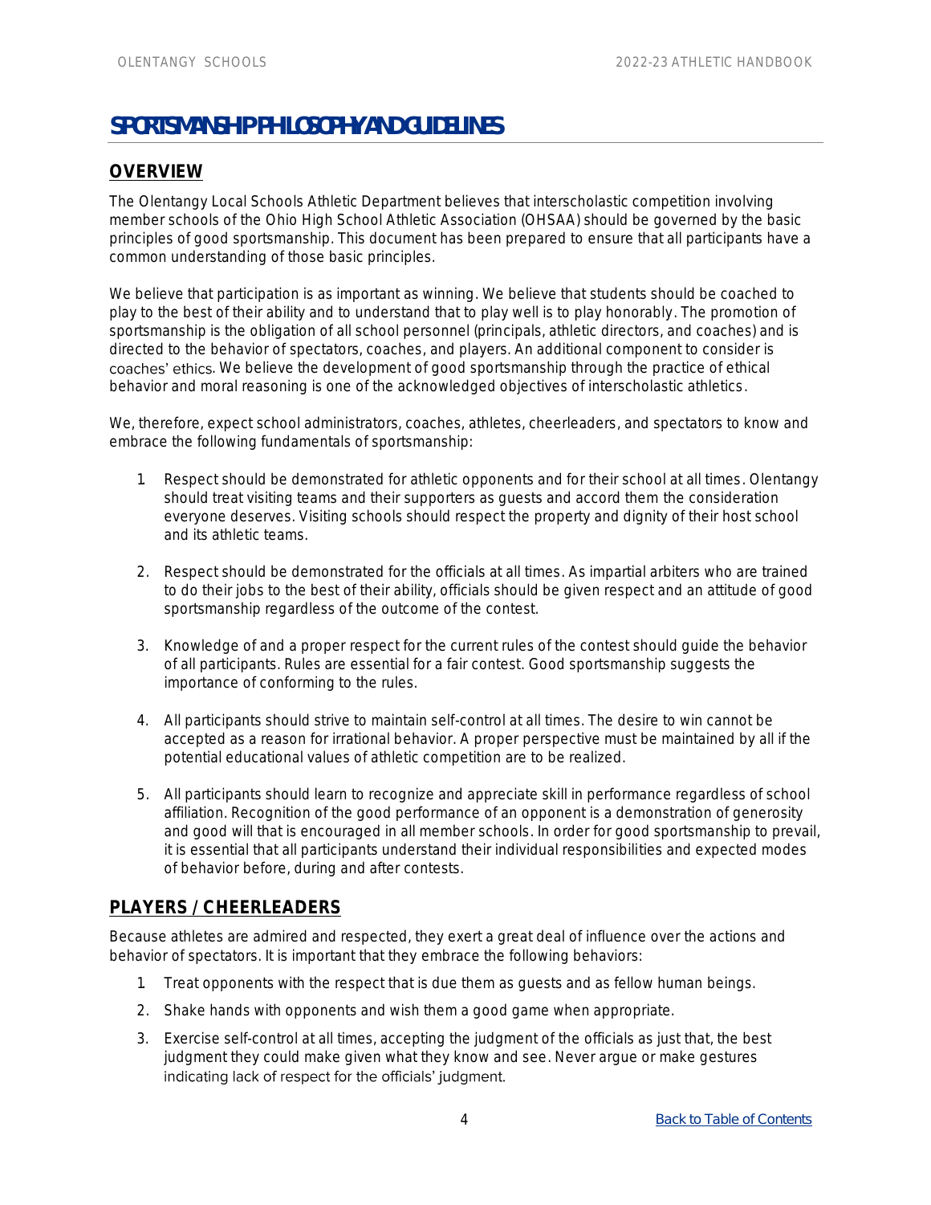# SPORTSMANSHIP PHILOSOPHY AND GUIDELINES

## OVERVIEW

The Olentangy Local Schools Athletic Department believes that interscholastic competition involving member schools of the Ohio High School Athletic Association (OHSAA) should be governed by the basic principles of good sportsmanship. This document has been prepared to ensure that all participants have a common understanding of those basic principles.

We believe that participation is as important as winning. We believe that students should be coached to play to the best of their ability and to understand that to play well is to play honorably. The promotion of sportsmanship is the obligation of all school personnel (principals, athletic directors, and coaches) and is directed to the behavior of spectators, coaches, and players. An additional component to consider is coaches' ethics. We believe the development of good sportsmanship through the practice of ethical behavior and moral reasoning is one of the acknowledged objectives of interscholastic athletics.

We, therefore, expect school administrators, coaches, athletes, cheerleaders, and spectators to know and embrace the following fundamentals of sportsmanship:

1. Respect should be demonstrated for athletic opponents and for their school at all times. Olentangy should treat visiting teams and their supporters as guests and accord them the consideration everyone deserves. Visiting schools should respect the property and dignity of their host school and its athletic teams.
2. Respect should be demonstrated for the officials at all times. As impartial arbiters who are trained to do their jobs to the best of their ability, officials should be given respect and an attitude of good sportsmanship regardless of the outcome of the contest.
3. Knowledge of and a proper respect for the current rules of the contest should guide the behavior of all participants. Rules are essential for a fair contest. Good sportsmanship suggests the importance of conforming to the rules.
4. All participants should strive to maintain self-control at all times. The desire to win cannot be accepted as a reason for irrational behavior. A proper perspective must be maintained by all if the potential educational values of athletic competition are to be realized.
5. All participants should learn to recognize and appreciate skill in performance regardless of school affiliation. Recognition of the good performance of an opponent is a demonstration of generosity and good will that is encouraged in all member schools. In order for good sportsmanship to prevail, it is essential that all participants understand their individual responsibilities and expected modes of behavior before, during and after contests.

## PLAYERS / CHEERLEADERS

Because athletes are admired and respected, they exert a great deal of influence over the actions and behavior of spectators. It is important that they embrace the following behaviors:

1. Treat opponents with the respect that is due them as guests and as fellow human beings.
2. Shake hands with opponents and wish them a good game when appropriate.
3. Exercise self-control at all times, accepting the judgment of the officials as just that, the best judgment they could make given what they know and see. Never argue or make gestures indicating lack of respect for the officials' judgment.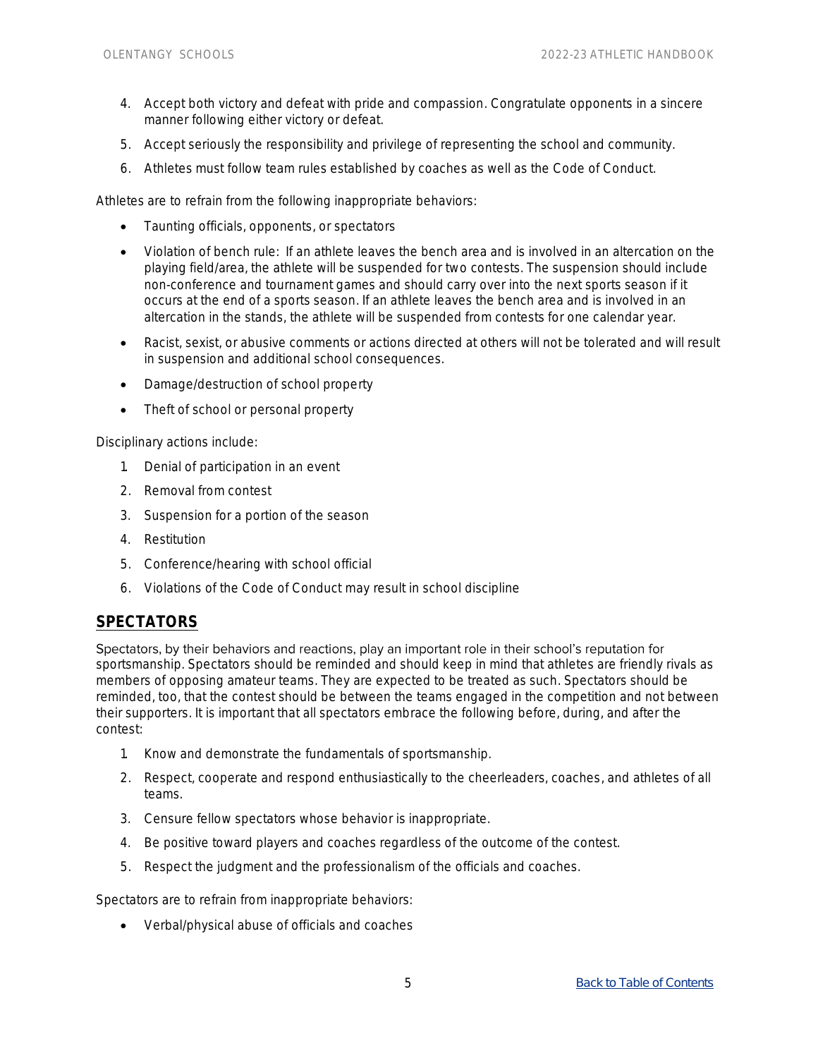4. Accept both victory and defeat with pride and compassion. Congratulate opponents in a sincere manner following either victory or defeat.
5. Accept seriously the responsibility and privilege of representing the school and community.
6. Athletes must follow team rules established by coaches as well as the Code of Conduct.

Athletes are to refrain from the following inappropriate behaviors:

- Taunting officials, opponents, or spectators
- Violation of bench rule: If an athlete leaves the bench area and is involved in an altercation on the playing field/area, the athlete will be suspended for two contests. The suspension should include non-conference and tournament games and should carry over into the next sports season if it occurs at the end of a sports season. If an athlete leaves the bench area and is involved in an altercation in the stands, the athlete will be suspended from contests for one calendar year.
- Racist, sexist, or abusive comments or actions directed at others will not be tolerated and will result in suspension and additional school consequences.
- Damage/destruction of school property
- Theft of school or personal property

Disciplinary actions include:

1. Denial of participation in an event
2. Removal from contest
3. Suspension for a portion of the season
4. Restitution
5. Conference/hearing with school official
6. Violations of the Code of Conduct may result in school discipline

## SPECTATORS

Spectators, by their behaviors and reactions, play an important role in their school's reputation for sportsmanship. Spectators should be reminded and should keep in mind that athletes are friendly rivals as members of opposing amateur teams. They are expected to be treated as such. Spectators should be reminded, too, that the contest should be between the teams engaged in the competition and not between their supporters. It is important that all spectators embrace the following before, during, and after the contest:

1. Know and demonstrate the fundamentals of sportsmanship.
2. Respect, cooperate and respond enthusiastically to the cheerleaders, coaches, and athletes of all teams.
3. Censure fellow spectators whose behavior is inappropriate.
4. Be positive toward players and coaches regardless of the outcome of the contest.
5. Respect the judgment and the professionalism of the officials and coaches.

Spectators are to refrain from inappropriate behaviors:

- Verbal/physical abuse of officials and coaches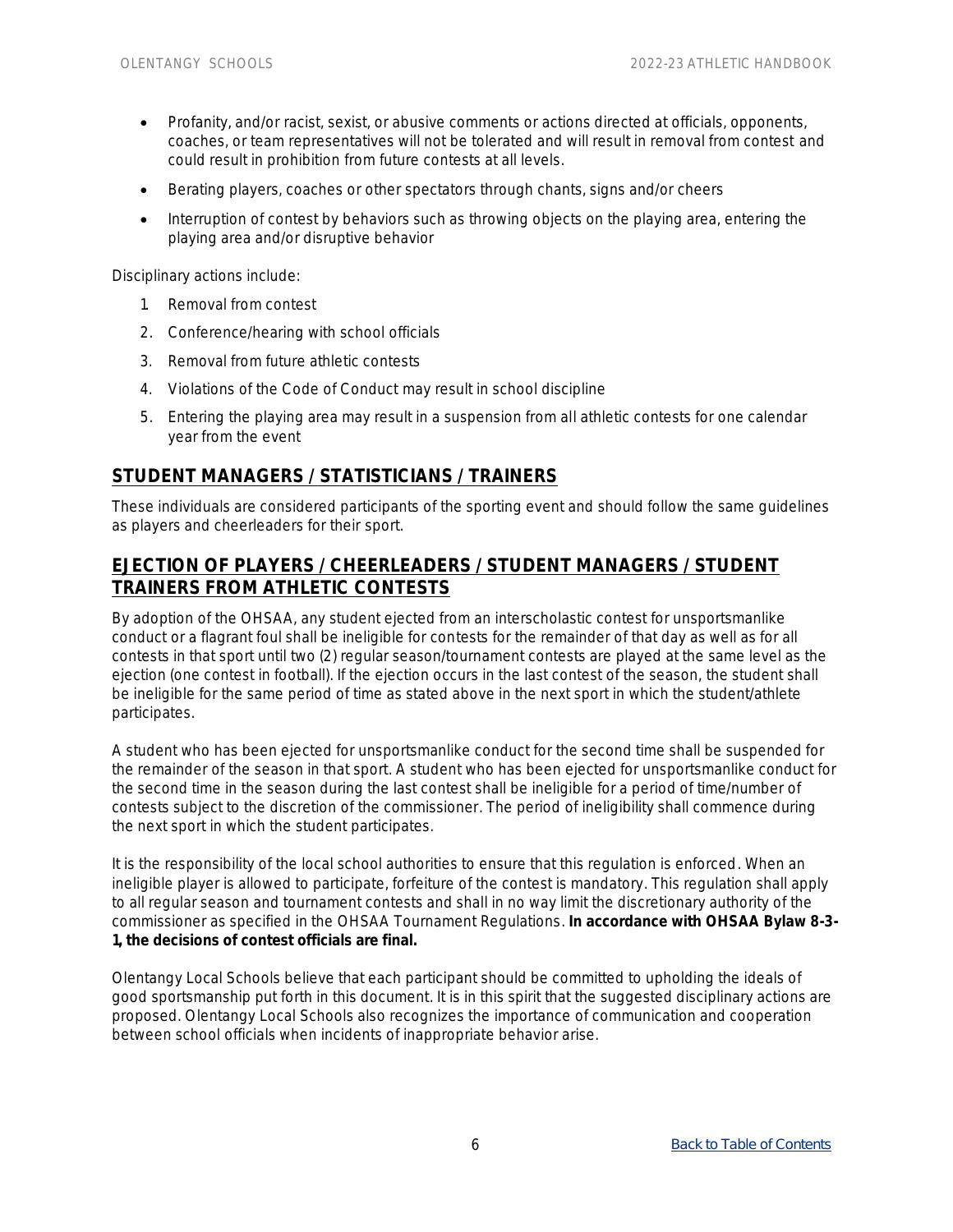- Profanity, and/or racist, sexist, or abusive comments or actions directed at officials, opponents, coaches, or team representatives will not be tolerated and will result in removal from contest and could result in prohibition from future contests at all levels.
- Berating players, coaches or other spectators through chants, signs and/or cheers
- Interruption of contest by behaviors such as throwing objects on the playing area, entering the playing area and/or disruptive behavior

Disciplinary actions include:

1. Removal from contest
2. Conference/hearing with school officials
3. Removal from future athletic contests
4. Violations of the Code of Conduct may result in school discipline
5. Entering the playing area may result in a suspension from all athletic contests for one calendar year from the event

## STUDENT MANAGERS / STATISTICIANS / TRAINERS

These individuals are considered participants of the sporting event and should follow the same guidelines as players and cheerleaders for their sport.

## EJECTION OF PLAYERS / CHEERLEADERS / STUDENT MANAGERS / STUDENT TRAINERS FROM ATHLETIC CONTESTS

By adoption of the OHSAA, any student ejected from an interscholastic contest for unsportsmanlike conduct or a flagrant foul shall be ineligible for contests for the remainder of that day as well as for all contests in that sport until two (2) regular season/tournament contests are played at the same level as the ejection (one contest in football). If the ejection occurs in the last contest of the season, the student shall be ineligible for the same period of time as stated above in the next sport in which the student/athlete participates.

A student who has been ejected for unsportsmanlike conduct for the second time shall be suspended for the remainder of the season in that sport. A student who has been ejected for unsportsmanlike conduct for the second time in the season during the last contest shall be ineligible for a period of time/number of contests subject to the discretion of the commissioner. The period of ineligibility shall commence during the next sport in which the student participates.

It is the responsibility of the local school authorities to ensure that this regulation is enforced. When an ineligible player is allowed to participate, forfeiture of the contest is mandatory. This regulation shall apply to all regular season and tournament contests and shall in no way limit the discretionary authority of the commissioner as specified in the OHSAA Tournament Regulations. **In accordance with OHSAA Bylaw 8-3-1, the decisions of contest officials are final.**

Olentangy Local Schools believe that each participant should be committed to upholding the ideals of good sportsmanship put forth in this document. It is in this spirit that the suggested disciplinary actions are proposed. Olentangy Local Schools also recognizes the importance of communication and cooperation between school officials when incidents of inappropriate behavior arise.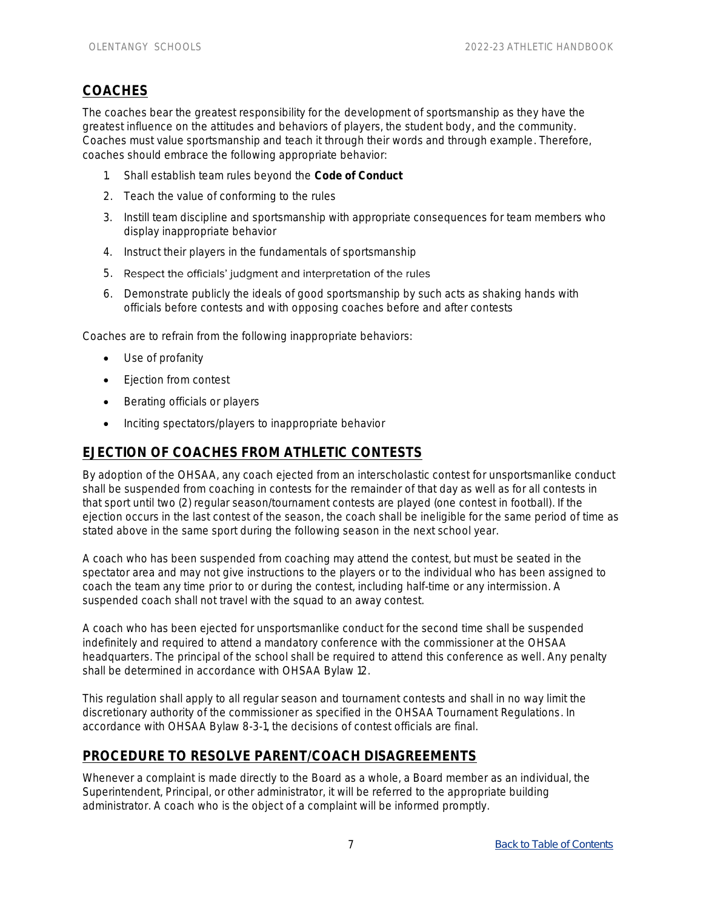## COACHES

The coaches bear the greatest responsibility for the development of sportsmanship as they have the greatest influence on the attitudes and behaviors of players, the student body, and the community. Coaches must value sportsmanship and teach it through their words and through example. Therefore, coaches should embrace the following appropriate behavior:

1. Shall establish team rules beyond the **Code of Conduct**
2. Teach the value of conforming to the rules
3. Instill team discipline and sportsmanship with appropriate consequences for team members who display inappropriate behavior
4. Instruct their players in the fundamentals of sportsmanship
5. Respect the officials' judgment and interpretation of the rules
6. Demonstrate publicly the ideals of good sportsmanship by such acts as shaking hands with officials before contests and with opposing coaches before and after contests

Coaches are to refrain from the following inappropriate behaviors:

- Use of profanity
- Ejection from contest
- Berating officials or players
- Inciting spectators/players to inappropriate behavior

## EJECTION OF COACHES FROM ATHLETIC CONTESTS

By adoption of the OHSAA, any coach ejected from an interscholastic contest for unsportsmanlike conduct shall be suspended from coaching in contests for the remainder of that day as well as for all contests in that sport until two (2) regular season/tournament contests are played (one contest in football). If the ejection occurs in the last contest of the season, the coach shall be ineligible for the same period of time as stated above in the same sport during the following season in the next school year.

A coach who has been suspended from coaching may attend the contest, but must be seated in the spectator area and may not give instructions to the players or to the individual who has been assigned to coach the team any time prior to or during the contest, including half-time or any intermission. A suspended coach shall not travel with the squad to an away contest.

A coach who has been ejected for unsportsmanlike conduct for the second time shall be suspended indefinitely and required to attend a mandatory conference with the commissioner at the OHSAA headquarters. The principal of the school shall be required to attend this conference as well. Any penalty shall be determined in accordance with OHSAA Bylaw 12.

This regulation shall apply to all regular season and tournament contests and shall in no way limit the discretionary authority of the commissioner as specified in the OHSAA Tournament Regulations. In accordance with OHSAA Bylaw 8-3-1, the decisions of contest officials are final.

## PROCEDURE TO RESOLVE PARENT/COACH DISAGREEMENTS

Whenever a complaint is made directly to the Board as a whole, a Board member as an individual, the Superintendent, Principal, or other administrator, it will be referred to the appropriate building administrator. A coach who is the object of a complaint will be informed promptly.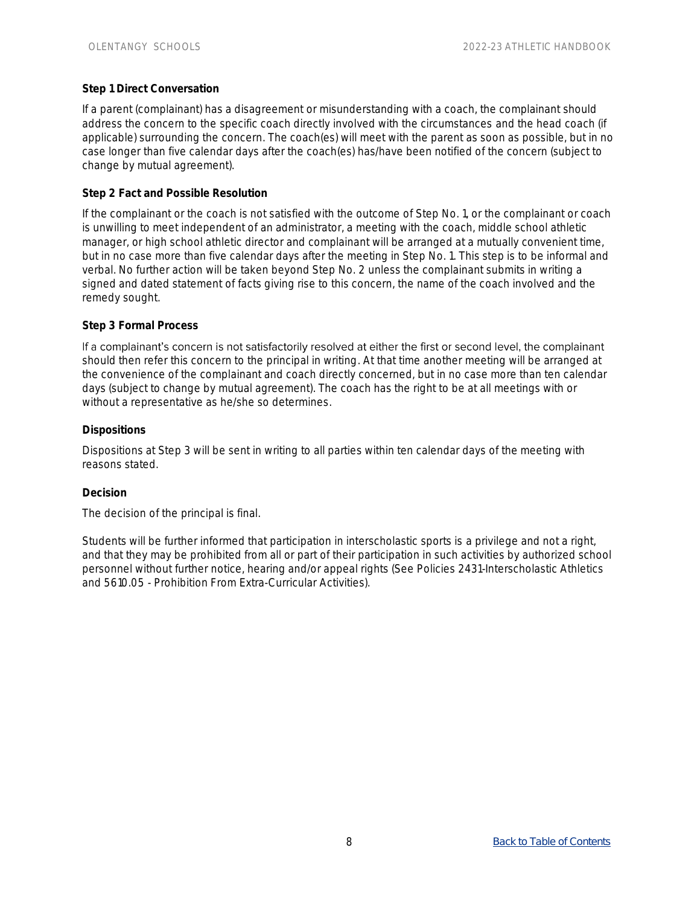**Step 1 Direct Conversation**

If a parent (complainant) has a disagreement or misunderstanding with a coach, the complainant should address the concern to the specific coach directly involved with the circumstances and the head coach (if applicable) surrounding the concern. The coach(es) will meet with the parent as soon as possible, but in no case longer than five calendar days after the coach(es) has/have been notified of the concern (subject to change by mutual agreement).

**Step 2 Fact and Possible Resolution**

If the complainant or the coach is not satisfied with the outcome of Step No. 1, or the complainant or coach is unwilling to meet independent of an administrator, a meeting with the coach, middle school athletic manager, or high school athletic director and complainant will be arranged at a mutually convenient time, but in no case more than five calendar days after the meeting in Step No. 1. This step is to be informal and verbal. No further action will be taken beyond Step No. 2 unless the complainant submits in writing a signed and dated statement of facts giving rise to this concern, the name of the coach involved and the remedy sought.

**Step 3 Formal Process**

If a complainant's concern is not satisfactorily resolved at either the first or second level, the complainant should then refer this concern to the principal in writing. At that time another meeting will be arranged at the convenience of the complainant and coach directly concerned, but in no case more than ten calendar days (subject to change by mutual agreement). The coach has the right to be at all meetings with or without a representative as he/she so determines.

**Dispositions**

Dispositions at Step 3 will be sent in writing to all parties within ten calendar days of the meeting with reasons stated.

**Decision**

The decision of the principal is final.

Students will be further informed that participation in interscholastic sports is a privilege and not a right, and that they may be prohibited from all or part of their participation in such activities by authorized school personnel without further notice, hearing and/or appeal rights (See Policies 2431-Interscholastic Athletics and 5610.05 - Prohibition From Extra-Curricular Activities).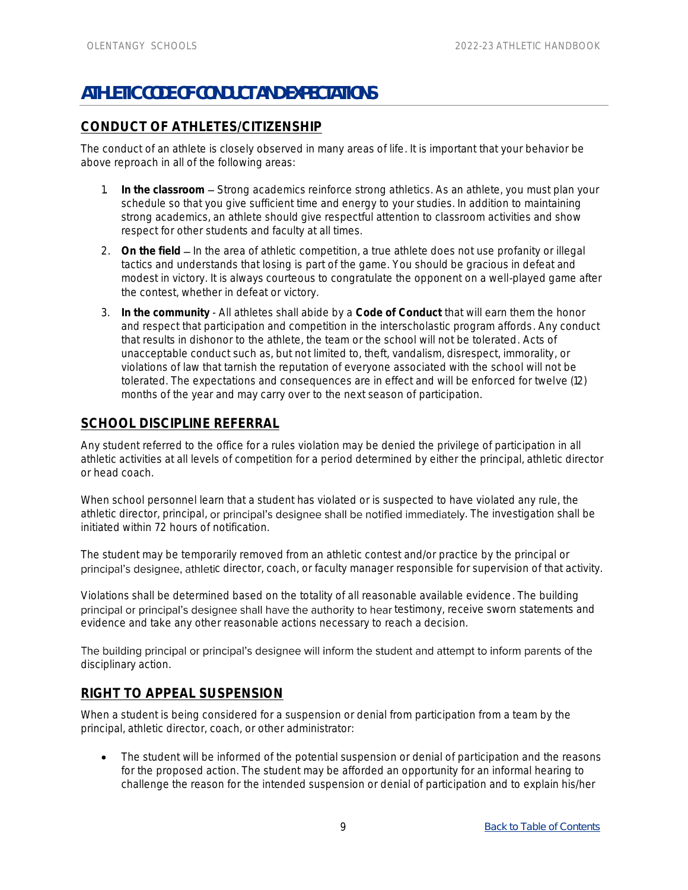# ATHLETIC CODE OF CONDUCT AND EXPECTATIONS

## CONDUCT OF ATHLETES/CITIZENSHIP

The conduct of an athlete is closely observed in many areas of life. It is important that your behavior be above reproach in all of the following areas:

1. **In the classroom** – Strong academics reinforce strong athletics. As an athlete, you must plan your schedule so that you give sufficient time and energy to your studies. In addition to maintaining strong academics, an athlete should give respectful attention to classroom activities and show respect for other students and faculty at all times.
2. **On the field** – In the area of athletic competition, a true athlete does not use profanity or illegal tactics and understands that losing is part of the game. You should be gracious in defeat and modest in victory. It is always courteous to congratulate the opponent on a well-played game after the contest, whether in defeat or victory.
3. **In the community** - All athletes shall abide by a **Code of Conduct** that will earn them the honor and respect that participation and competition in the interscholastic program affords. Any conduct that results in dishonor to the athlete, the team or the school will not be tolerated. Acts of unacceptable conduct such as, but not limited to, theft, vandalism, disrespect, immorality, or violations of law that tarnish the reputation of everyone associated with the school will not be tolerated. The expectations and consequences are in effect and will be enforced for twelve (12) months of the year and may carry over to the next season of participation.

## SCHOOL DISCIPLINE REFERRAL

Any student referred to the office for a rules violation may be denied the privilege of participation in all athletic activities at all levels of competition for a period determined by either the principal, athletic director or head coach.

When school personnel learn that a student has violated or is suspected to have violated any rule, the athletic director, principal, or principal's designee shall be notified immediately. The investigation shall be initiated within 72 hours of notification.

The student may be temporarily removed from an athletic contest and/or practice by the principal or principal's designee, athletic director, coach, or faculty manager responsible for supervision of that activity.

Violations shall be determined based on the totality of all reasonable available evidence. The building principal or principal's designee shall have the authority to hear testimony, receive sworn statements and evidence and take any other reasonable actions necessary to reach a decision.

The building principal or principal's designee will inform the student and attempt to inform parents of the disciplinary action.

## RIGHT TO APPEAL SUSPENSION

When a student is being considered for a suspension or denial from participation from a team by the principal, athletic director, coach, or other administrator:

- The student will be informed of the potential suspension or denial of participation and the reasons for the proposed action. The student may be afforded an opportunity for an informal hearing to challenge the reason for the intended suspension or denial of participation and to explain his/her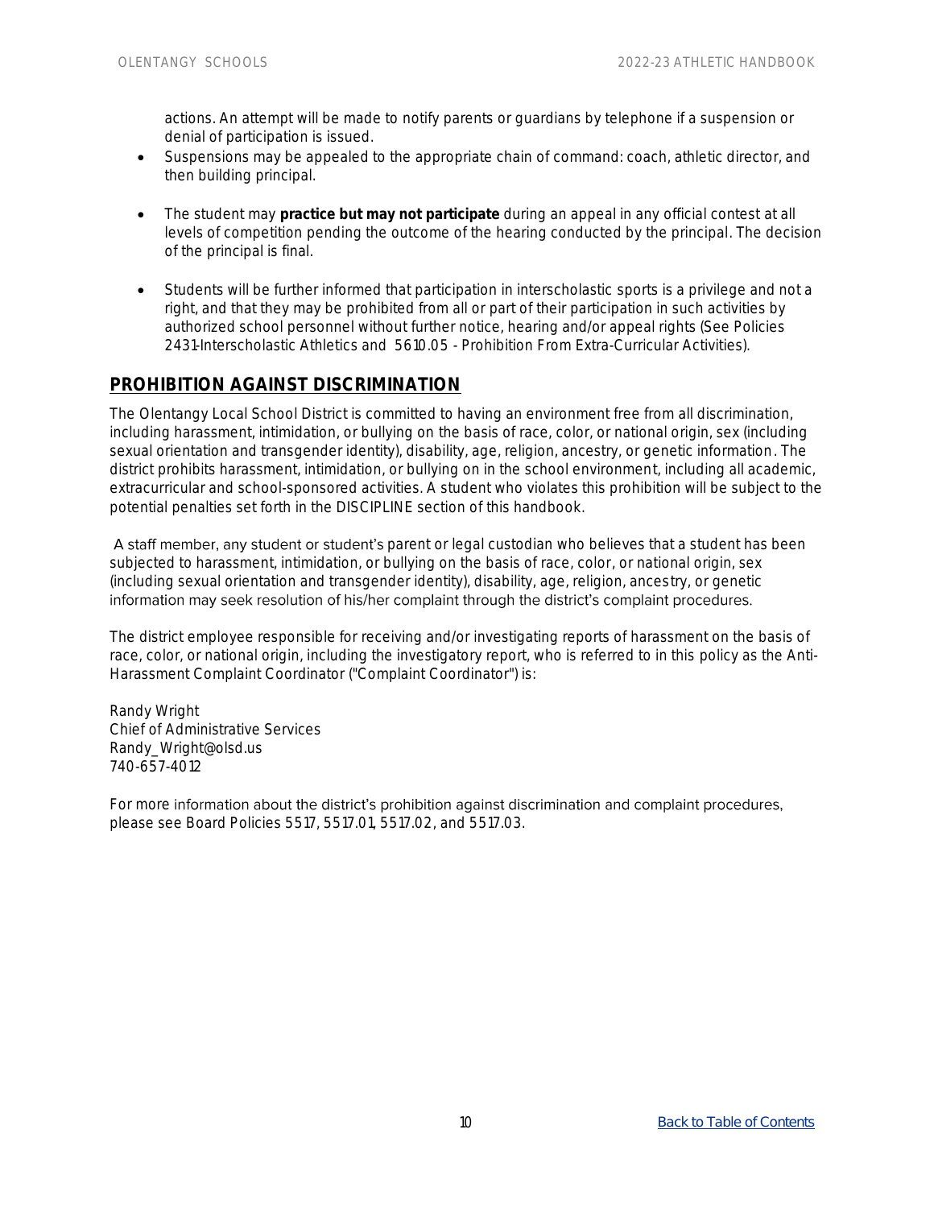actions. An attempt will be made to notify parents or guardians by telephone if a suspension or denial of participation is issued.

- Suspensions may be appealed to the appropriate chain of command: coach, athletic director, and then building principal.
- The student may **practice but may not participate** during an appeal in any official contest at all levels of competition pending the outcome of the hearing conducted by the principal. The decision of the principal is final.
- Students will be further informed that participation in interscholastic sports is a privilege and not a right, and that they may be prohibited from all or part of their participation in such activities by authorized school personnel without further notice, hearing and/or appeal rights (See Policies 2431-Interscholastic Athletics and 5610.05 - Prohibition From Extra-Curricular Activities).

## PROHIBITION AGAINST DISCRIMINATION

The Olentangy Local School District is committed to having an environment free from all discrimination, including harassment, intimidation, or bullying on the basis of race, color, or national origin, sex (including sexual orientation and transgender identity), disability, age, religion, ancestry, or genetic information. The district prohibits harassment, intimidation, or bullying on in the school environment, including all academic, extracurricular and school-sponsored activities. A student who violates this prohibition will be subject to the potential penalties set forth in the DISCIPLINE section of this handbook.

A staff member, any student or student's parent or legal custodian who believes that a student has been subjected to harassment, intimidation, or bullying on the basis of race, color, or national origin, sex (including sexual orientation and transgender identity), disability, age, religion, ancestry, or genetic information may seek resolution of his/her complaint through the district's complaint procedures.

The district employee responsible for receiving and/or investigating reports of harassment on the basis of race, color, or national origin, including the investigatory report, who is referred to in this policy as the Anti-Harassment Complaint Coordinator ("Complaint Coordinator") is:

Randy Wright
Chief of Administrative Services
Randy_Wright@olsd.us
740-657-4012

For more information about the district's prohibition against discrimination and complaint procedures, please see Board Policies 5517, 5517.01, 5517.02, and 5517.03.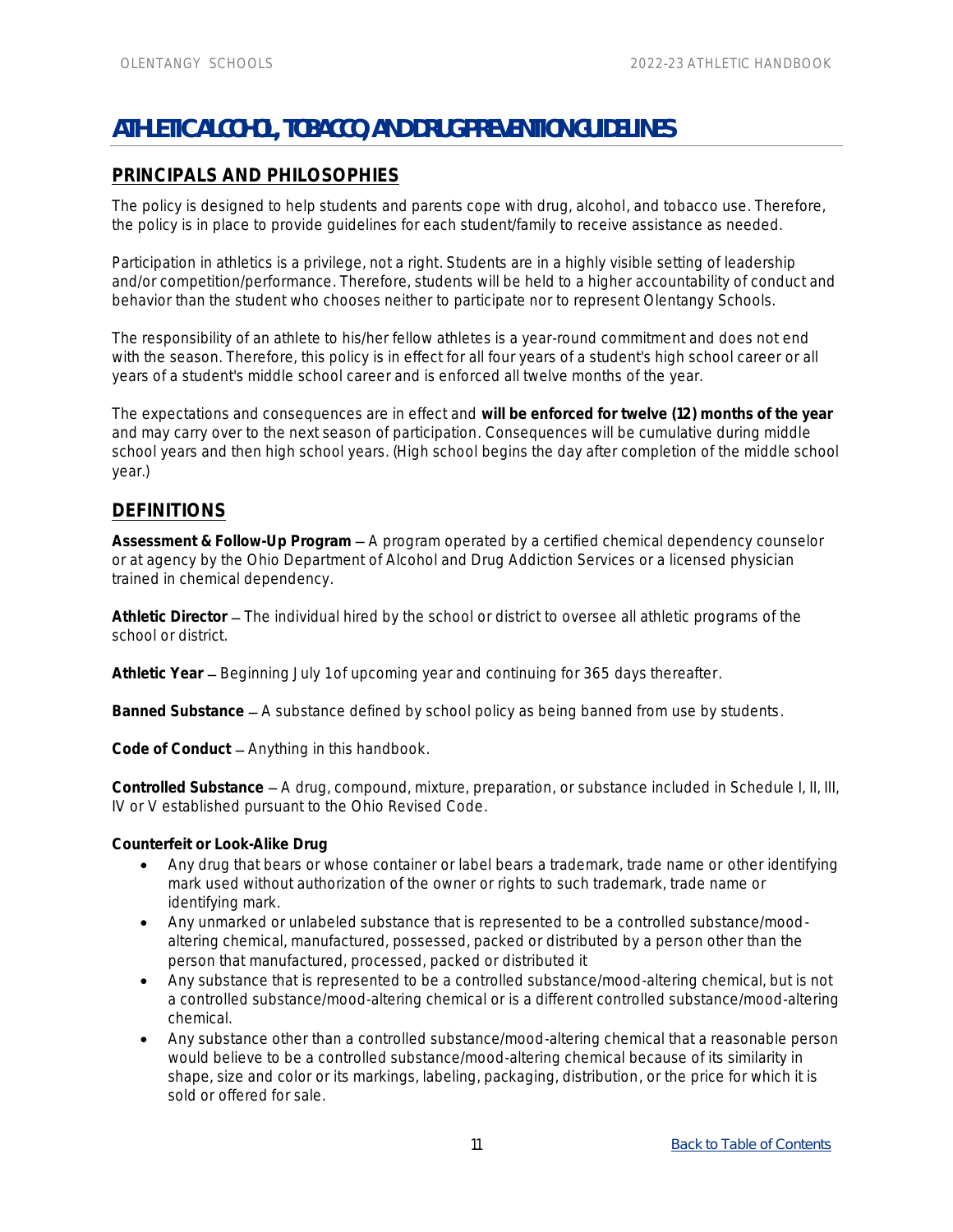# ATHLETIC ALCOHOL, TOBACCO, AND DRUG PREVENTION GUIDELINES

## PRINCIPALS AND PHILOSOPHIES

The policy is designed to help students and parents cope with drug, alcohol, and tobacco use. Therefore, the policy is in place to provide guidelines for each student/family to receive assistance as needed.

Participation in athletics is a privilege, not a right. Students are in a highly visible setting of leadership and/or competition/performance. Therefore, students will be held to a higher accountability of conduct and behavior than the student who chooses neither to participate nor to represent Olentangy Schools.

The responsibility of an athlete to his/her fellow athletes is a year-round commitment and does not end with the season. Therefore, this policy is in effect for all four years of a student's high school career or all years of a student's middle school career and is enforced all twelve months of the year.

The expectations and consequences are in effect and **will be enforced for twelve (12) months of the year** and may carry over to the next season of participation. Consequences will be cumulative during middle school years and then high school years. (High school begins the day after completion of the middle school year.)

## DEFINITIONS

**Assessment & Follow-Up Program** – A program operated by a certified chemical dependency counselor or at agency by the Ohio Department of Alcohol and Drug Addiction Services or a licensed physician trained in chemical dependency.

**Athletic Director** – The individual hired by the school or district to oversee all athletic programs of the school or district.

**Athletic Year** – Beginning July 1 of upcoming year and continuing for 365 days thereafter.

**Banned Substance** – A substance defined by school policy as being banned from use by students.

**Code of Conduct** – Anything in this handbook.

**Controlled Substance** – A drug, compound, mixture, preparation, or substance included in Schedule I, II, III, IV or V established pursuant to the Ohio Revised Code.

**Counterfeit or Look-Alike Drug**

- Any drug that bears or whose container or label bears a trademark, trade name or other identifying mark used without authorization of the owner or rights to such trademark, trade name or identifying mark.
- Any unmarked or unlabeled substance that is represented to be a controlled substance/mood-altering chemical, manufactured, possessed, packed or distributed by a person other than the person that manufactured, processed, packed or distributed it
- Any substance that is represented to be a controlled substance/mood-altering chemical, but is not a controlled substance/mood-altering chemical or is a different controlled substance/mood-altering chemical.
- Any substance other than a controlled substance/mood-altering chemical that a reasonable person would believe to be a controlled substance/mood-altering chemical because of its similarity in shape, size and color or its markings, labeling, packaging, distribution, or the price for which it is sold or offered for sale.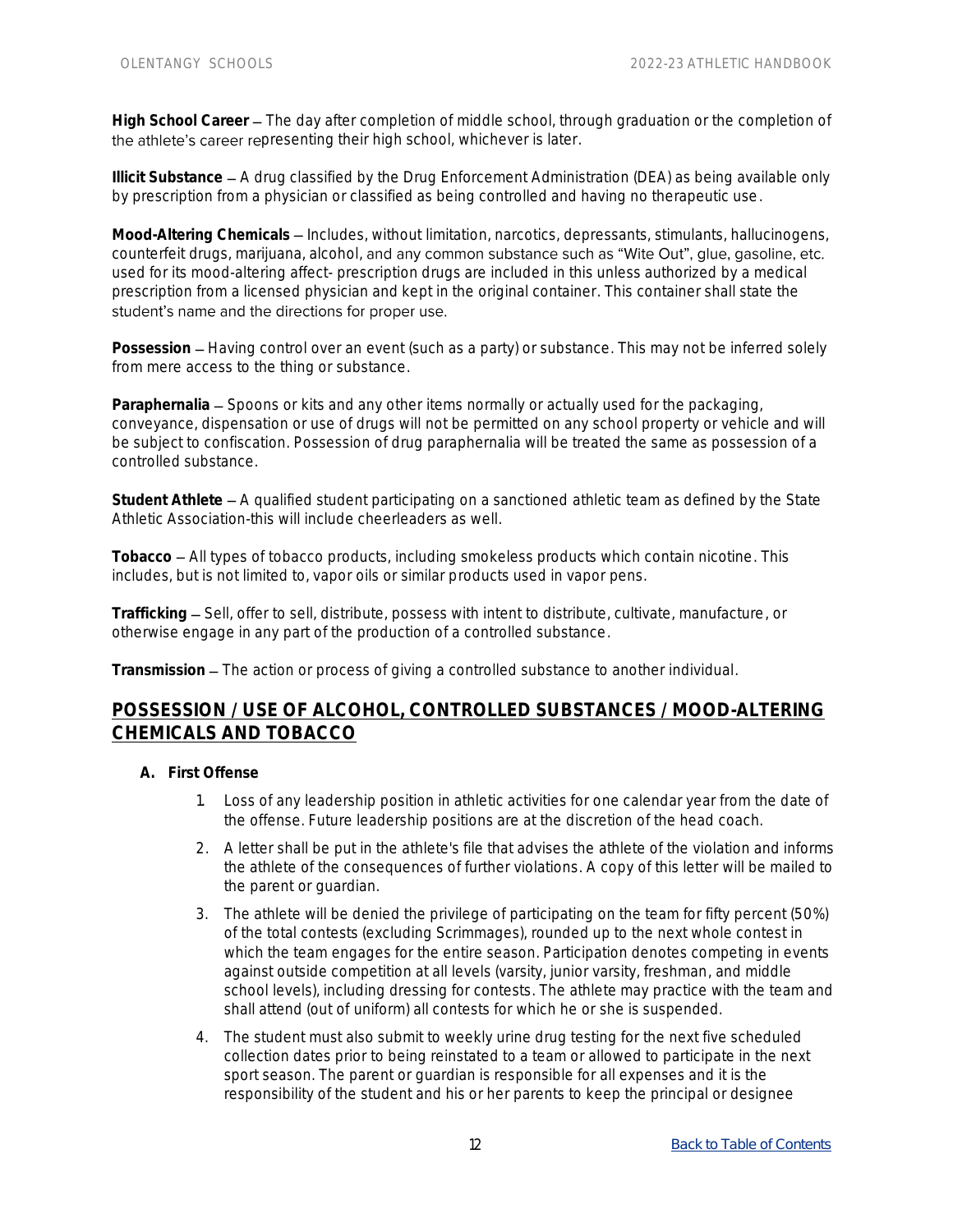**High School Career** – The day after completion of middle school, through graduation or the completion of the athlete's career representing their high school, whichever is later.

**Illicit Substance** – A drug classified by the Drug Enforcement Administration (DEA) as being available only by prescription from a physician or classified as being controlled and having no therapeutic use.

**Mood-Altering Chemicals** – Includes, without limitation, narcotics, depressants, stimulants, hallucinogens, counterfeit drugs, marijuana, alcohol, and any common substance such as "Wite Out", glue, gasoline, etc. used for its mood-altering affect- prescription drugs are included in this unless authorized by a medical prescription from a licensed physician and kept in the original container. This container shall state the student's name and the directions for proper use.

**Possession** – Having control over an event (such as a party) or substance. This may not be inferred solely from mere access to the thing or substance.

**Paraphernalia** – Spoons or kits and any other items normally or actually used for the packaging, conveyance, dispensation or use of drugs will not be permitted on any school property or vehicle and will be subject to confiscation. Possession of drug paraphernalia will be treated the same as possession of a controlled substance.

**Student Athlete** – A qualified student participating on a sanctioned athletic team as defined by the State Athletic Association-this will include cheerleaders as well.

**Tobacco** – All types of tobacco products, including smokeless products which contain nicotine. This includes, but is not limited to, vapor oils or similar products used in vapor pens.

**Trafficking** – Sell, offer to sell, distribute, possess with intent to distribute, cultivate, manufacture, or otherwise engage in any part of the production of a controlled substance.

**Transmission** – The action or process of giving a controlled substance to another individual.

## POSSESSION / USE OF ALCOHOL, CONTROLLED SUBSTANCES / MOOD-ALTERING CHEMICALS AND TOBACCO

**A. First Offense**

1. Loss of any leadership position in athletic activities for one calendar year from the date of the offense. Future leadership positions are at the discretion of the head coach.
2. A letter shall be put in the athlete's file that advises the athlete of the violation and informs the athlete of the consequences of further violations. A copy of this letter will be mailed to the parent or guardian.
3. The athlete will be denied the privilege of participating on the team for fifty percent (50%) of the total contests (excluding Scrimmages), rounded up to the next whole contest in which the team engages for the entire season. Participation denotes competing in events against outside competition at all levels (varsity, junior varsity, freshman, and middle school levels), including dressing for contests. The athlete may practice with the team and shall attend (out of uniform) all contests for which he or she is suspended.
4. The student must also submit to weekly urine drug testing for the next five scheduled collection dates prior to being reinstated to a team or allowed to participate in the next sport season. The parent or guardian is responsible for all expenses and it is the responsibility of the student and his or her parents to keep the principal or designee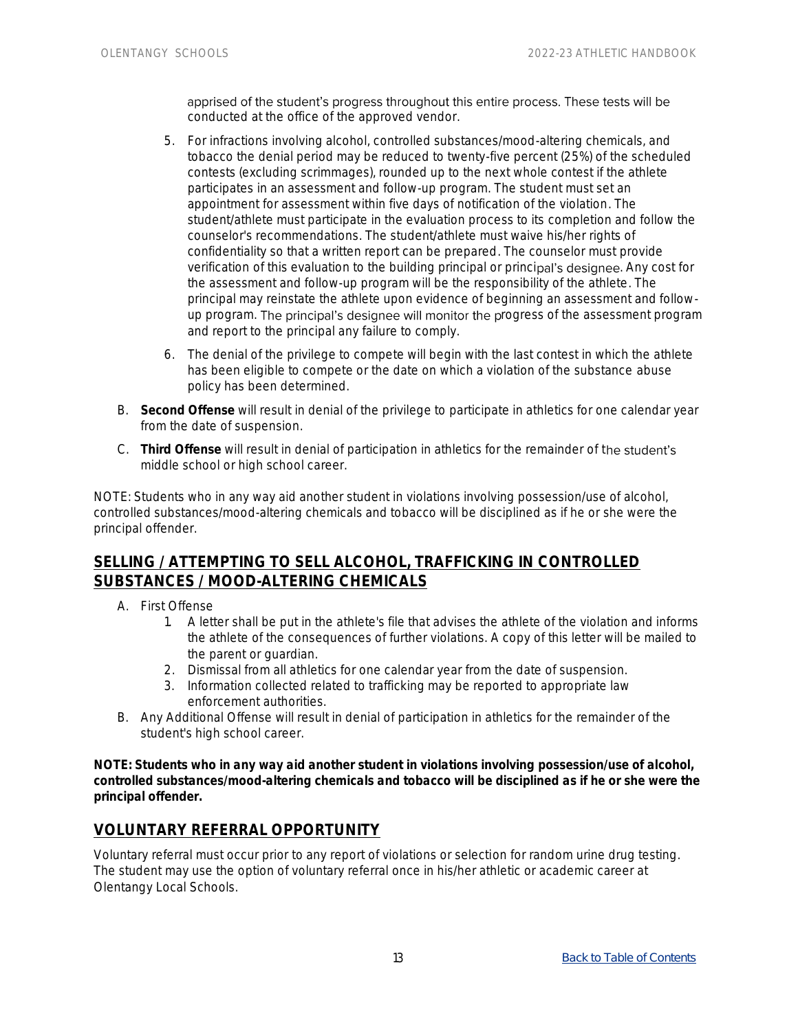apprised of the student's progress throughout this entire process. These tests will be conducted at the office of the approved vendor.

5. For infractions involving alcohol, controlled substances/mood-altering chemicals, and tobacco the denial period may be reduced to twenty-five percent (25%) of the scheduled contests (excluding scrimmages), rounded up to the next whole contest if the athlete participates in an assessment and follow-up program. The student must set an appointment for assessment within five days of notification of the violation. The student/athlete must participate in the evaluation process to its completion and follow the counselor's recommendations. The student/athlete must waive his/her rights of confidentiality so that a written report can be prepared. The counselor must provide verification of this evaluation to the building principal or principal's designee. Any cost for the assessment and follow-up program will be the responsibility of the athlete. The principal may reinstate the athlete upon evidence of beginning an assessment and follow-up program. The principal's designee will monitor the progress of the assessment program and report to the principal any failure to comply.
6. The denial of the privilege to compete will begin with the last contest in which the athlete has been eligible to compete or the date on which a violation of the substance abuse policy has been determined.

B. **Second Offense** will result in denial of the privilege to participate in athletics for one calendar year from the date of suspension.

C. **Third Offense** will result in denial of participation in athletics for the remainder of the student's middle school or high school career.

NOTE: Students who in any way aid another student in violations involving possession/use of alcohol, controlled substances/mood-altering chemicals and tobacco will be disciplined as if he or she were the principal offender.

## SELLING / ATTEMPTING TO SELL ALCOHOL, TRAFFICKING IN CONTROLLED SUBSTANCES / MOOD-ALTERING CHEMICALS

A. First Offense
   1. A letter shall be put in the athlete's file that advises the athlete of the violation and informs the athlete of the consequences of further violations. A copy of this letter will be mailed to the parent or guardian.
   2. Dismissal from all athletics for one calendar year from the date of suspension.
   3. Information collected related to trafficking may be reported to appropriate law enforcement authorities.

B. Any Additional Offense will result in denial of participation in athletics for the remainder of the student's high school career.

**NOTE: Students who in any way aid another student in violations involving possession/use of alcohol, controlled substances/mood-altering chemicals and tobacco will be disciplined as if he or she were the principal offender.**

## VOLUNTARY REFERRAL OPPORTUNITY

Voluntary referral must occur prior to any report of violations or selection for random urine drug testing. The student may use the option of voluntary referral once in his/her athletic or academic career at Olentangy Local Schools.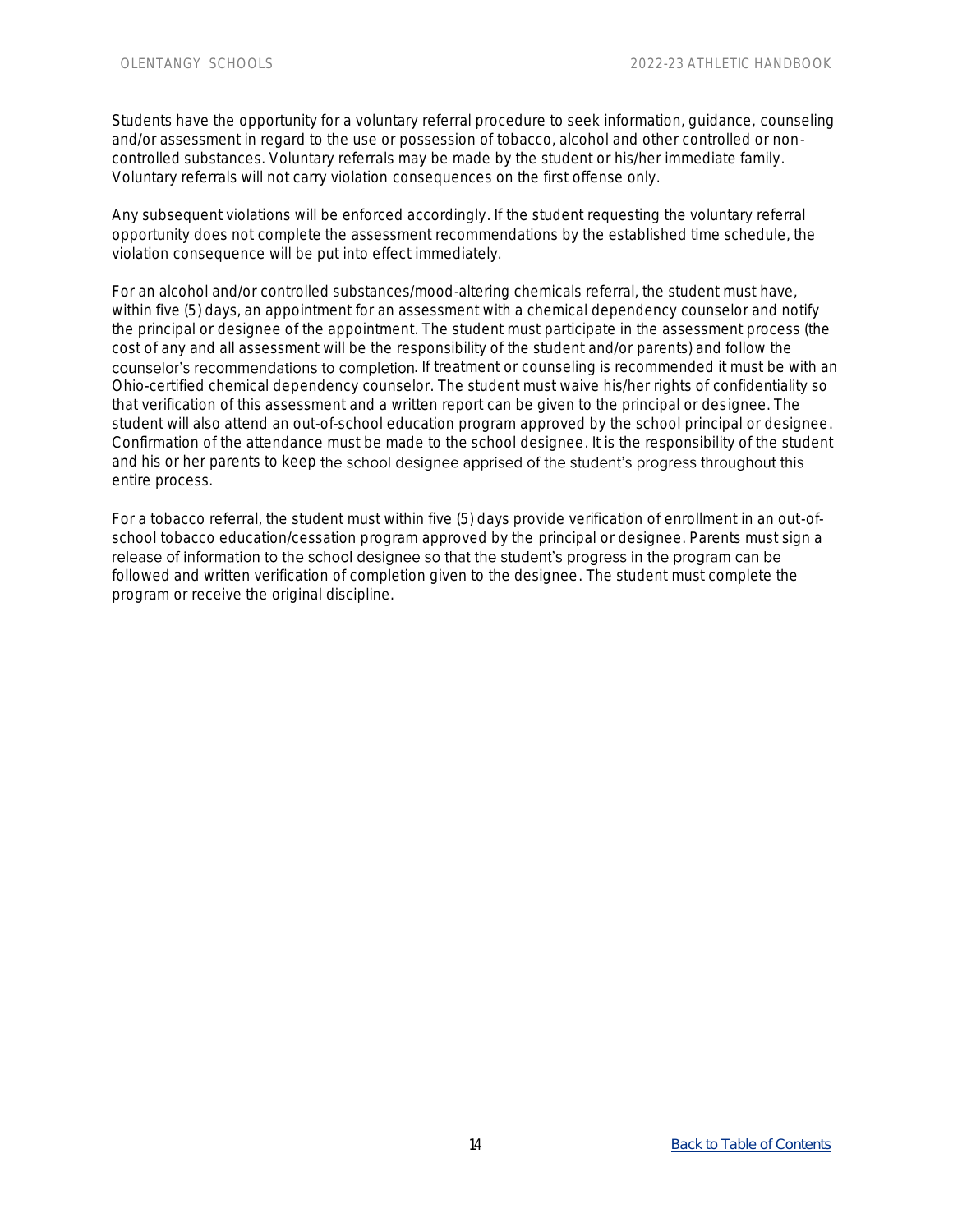Students have the opportunity for a voluntary referral procedure to seek information, guidance, counseling and/or assessment in regard to the use or possession of tobacco, alcohol and other controlled or non-controlled substances. Voluntary referrals may be made by the student or his/her immediate family. Voluntary referrals will not carry violation consequences on the first offense only.

Any subsequent violations will be enforced accordingly. If the student requesting the voluntary referral opportunity does not complete the assessment recommendations by the established time schedule, the violation consequence will be put into effect immediately.

For an alcohol and/or controlled substances/mood-altering chemicals referral, the student must have, within five (5) days, an appointment for an assessment with a chemical dependency counselor and notify the principal or designee of the appointment. The student must participate in the assessment process (the cost of any and all assessment will be the responsibility of the student and/or parents) and follow the counselor's recommendations to completion. If treatment or counseling is recommended it must be with an Ohio-certified chemical dependency counselor. The student must waive his/her rights of confidentiality so that verification of this assessment and a written report can be given to the principal or designee. The student will also attend an out-of-school education program approved by the school principal or designee. Confirmation of the attendance must be made to the school designee. It is the responsibility of the student and his or her parents to keep the school designee apprised of the student's progress throughout this entire process.

For a tobacco referral, the student must within five (5) days provide verification of enrollment in an out-of-school tobacco education/cessation program approved by the principal or designee. Parents must sign a release of information to the school designee so that the student's progress in the program can be followed and written verification of completion given to the designee. The student must complete the program or receive the original discipline.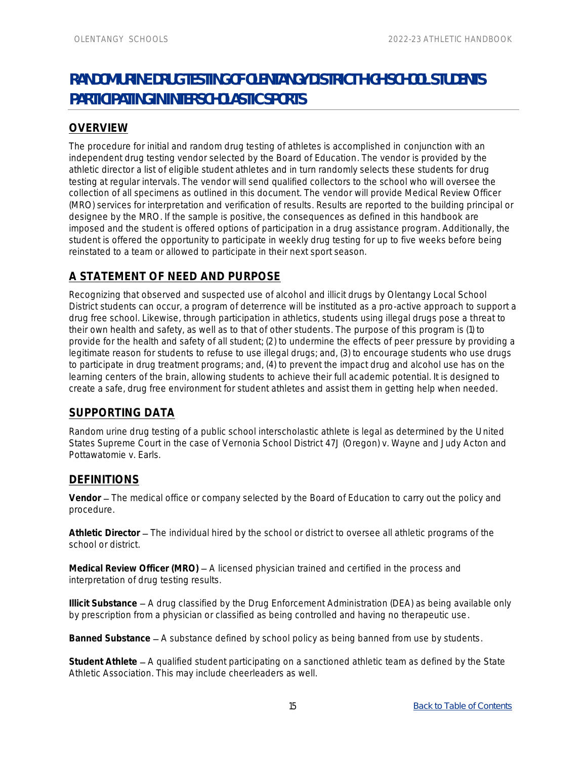# RANDOM URINE DRUG TESTING OF OLENTANGY DISTRICT HIGH SCHOOL STUDENTS PARTICIPATING IN INTERSCHOLASTIC SPORTS

## OVERVIEW

The procedure for initial and random drug testing of athletes is accomplished in conjunction with an independent drug testing vendor selected by the Board of Education. The vendor is provided by the athletic director a list of eligible student athletes and in turn randomly selects these students for drug testing at regular intervals. The vendor will send qualified collectors to the school who will oversee the collection of all specimens as outlined in this document. The vendor will provide Medical Review Officer (MRO) services for interpretation and verification of results. Results are reported to the building principal or designee by the MRO. If the sample is positive, the consequences as defined in this handbook are imposed and the student is offered options of participation in a drug assistance program. Additionally, the student is offered the opportunity to participate in weekly drug testing for up to five weeks before being reinstated to a team or allowed to participate in their next sport season.

## A STATEMENT OF NEED AND PURPOSE

Recognizing that observed and suspected use of alcohol and illicit drugs by Olentangy Local School District students can occur, a program of deterrence will be instituted as a pro-active approach to support a drug free school. Likewise, through participation in athletics, students using illegal drugs pose a threat to their own health and safety, as well as to that of other students. The purpose of this program is (1) to provide for the health and safety of all student; (2) to undermine the effects of peer pressure by providing a legitimate reason for students to refuse to use illegal drugs; and, (3) to encourage students who use drugs to participate in drug treatment programs; and, (4) to prevent the impact drug and alcohol use has on the learning centers of the brain, allowing students to achieve their full academic potential. It is designed to create a safe, drug free environment for student athletes and assist them in getting help when needed.

## SUPPORTING DATA

Random urine drug testing of a public school interscholastic athlete is legal as determined by the United States Supreme Court in the case of Vernonia School District 47J (Oregon) v. Wayne and Judy Acton and Pottawatomie v. Earls.

## DEFINITIONS

**Vendor** – The medical office or company selected by the Board of Education to carry out the policy and procedure.

**Athletic Director** – The individual hired by the school or district to oversee all athletic programs of the school or district.

**Medical Review Officer (MRO)** – A licensed physician trained and certified in the process and interpretation of drug testing results.

**Illicit Substance** – A drug classified by the Drug Enforcement Administration (DEA) as being available only by prescription from a physician or classified as being controlled and having no therapeutic use.

**Banned Substance** – A substance defined by school policy as being banned from use by students.

**Student Athlete** – A qualified student participating on a sanctioned athletic team as defined by the State Athletic Association. This may include cheerleaders as well.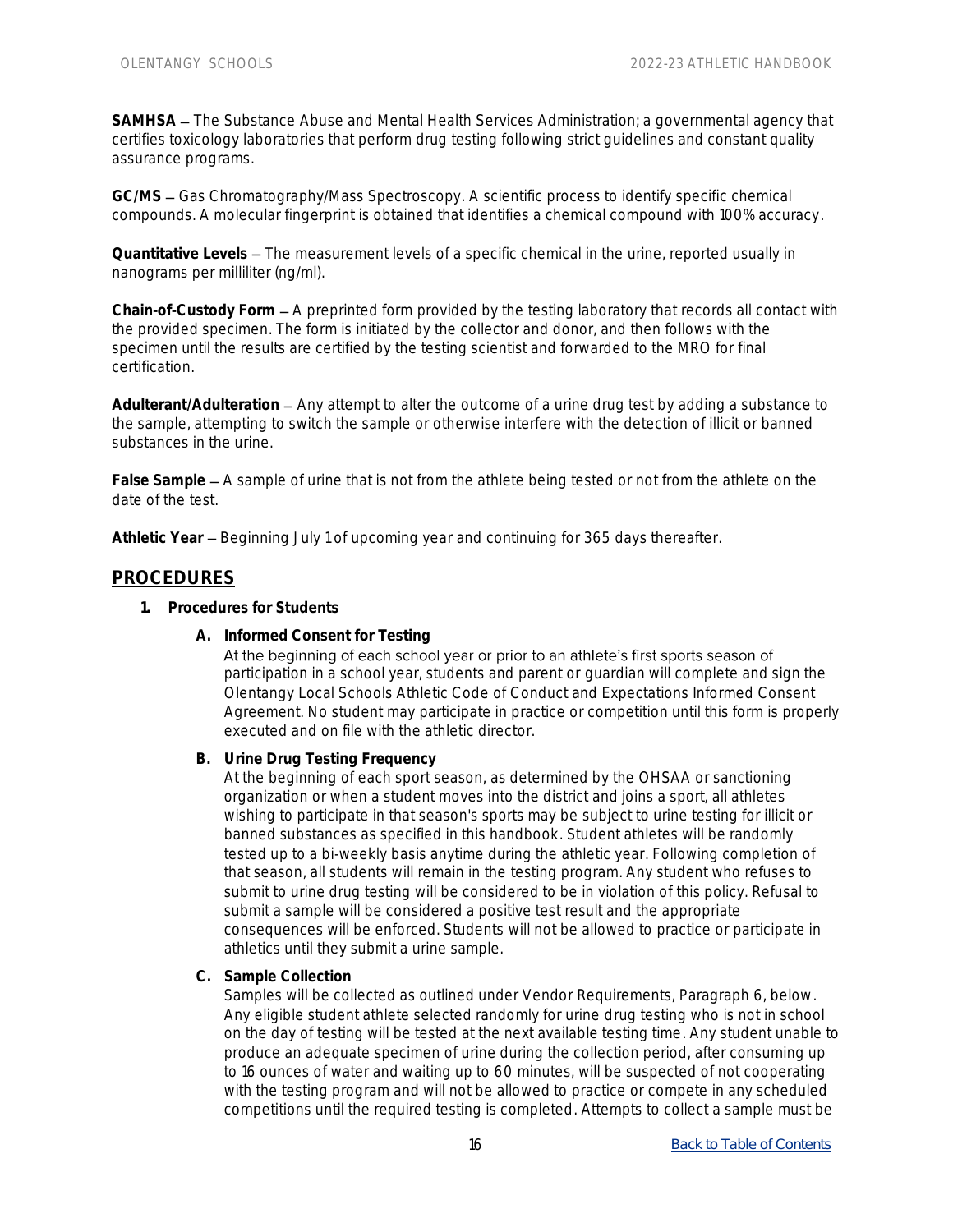**SAMHSA** – The Substance Abuse and Mental Health Services Administration; a governmental agency that certifies toxicology laboratories that perform drug testing following strict guidelines and constant quality assurance programs.

**GC/MS** – Gas Chromatography/Mass Spectroscopy. A scientific process to identify specific chemical compounds. A molecular fingerprint is obtained that identifies a chemical compound with 100% accuracy.

**Quantitative Levels** – The measurement levels of a specific chemical in the urine, reported usually in nanograms per milliliter (ng/ml).

**Chain-of-Custody Form** – A preprinted form provided by the testing laboratory that records all contact with the provided specimen. The form is initiated by the collector and donor, and then follows with the specimen until the results are certified by the testing scientist and forwarded to the MRO for final certification.

**Adulterant/Adulteration** – Any attempt to alter the outcome of a urine drug test by adding a substance to the sample, attempting to switch the sample or otherwise interfere with the detection of illicit or banned substances in the urine.

**False Sample** – A sample of urine that is not from the athlete being tested or not from the athlete on the date of the test.

**Athletic Year** – Beginning July 1 of upcoming year and continuing for 365 days thereafter.

## PROCEDURES

1. **Procedures for Students**

   A. **Informed Consent for Testing**
   At the beginning of each school year or prior to an athlete's first sports season of participation in a school year, students and parent or guardian will complete and sign the Olentangy Local Schools Athletic Code of Conduct and Expectations Informed Consent Agreement. No student may participate in practice or competition until this form is properly executed and on file with the athletic director.

   B. **Urine Drug Testing Frequency**
   At the beginning of each sport season, as determined by the OHSAA or sanctioning organization or when a student moves into the district and joins a sport, all athletes wishing to participate in that season's sports may be subject to urine testing for illicit or banned substances as specified in this handbook. Student athletes will be randomly tested up to a bi-weekly basis anytime during the athletic year. Following completion of that season, all students will remain in the testing program. Any student who refuses to submit to urine drug testing will be considered to be in violation of this policy. Refusal to submit a sample will be considered a positive test result and the appropriate consequences will be enforced. Students will not be allowed to practice or participate in athletics until they submit a urine sample.

   C. **Sample Collection**
   Samples will be collected as outlined under Vendor Requirements, Paragraph 6, below. Any eligible student athlete selected randomly for urine drug testing who is not in school on the day of testing will be tested at the next available testing time. Any student unable to produce an adequate specimen of urine during the collection period, after consuming up to 16 ounces of water and waiting up to 60 minutes, will be suspected of not cooperating with the testing program and will not be allowed to practice or compete in any scheduled competitions until the required testing is completed. Attempts to collect a sample must be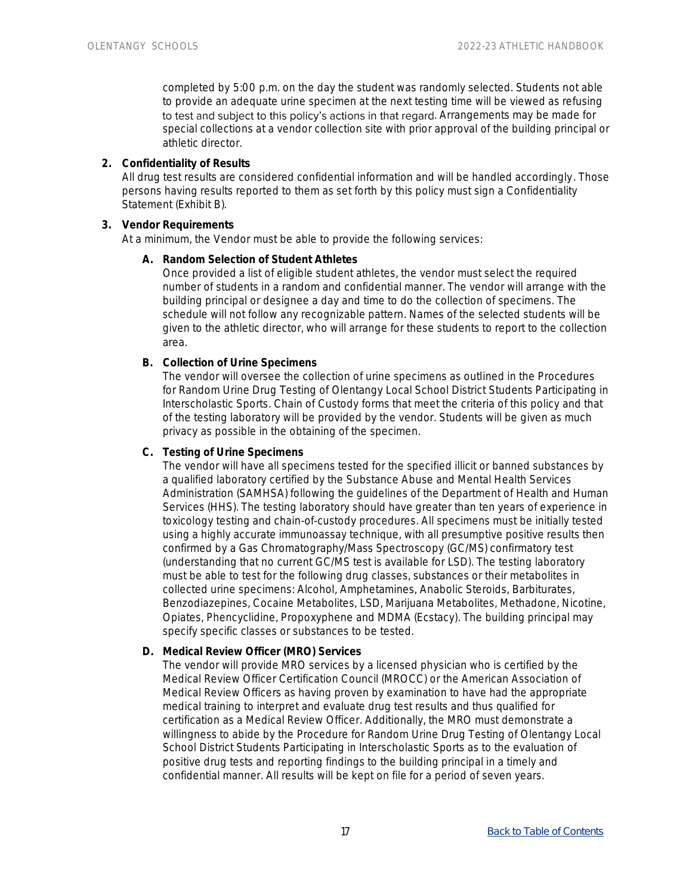completed by 5:00 p.m. on the day the student was randomly selected. Students not able to provide an adequate urine specimen at the next testing time will be viewed as refusing to test and subject to this policy's actions in that regard. Arrangements may be made for special collections at a vendor collection site with prior approval of the building principal or athletic director.

2. **Confidentiality of Results**
   All drug test results are considered confidential information and will be handled accordingly. Those persons having results reported to them as set forth by this policy must sign a Confidentiality Statement (Exhibit B).

3. **Vendor Requirements**
   At a minimum, the Vendor must be able to provide the following services:

   A. **Random Selection of Student Athletes**
      Once provided a list of eligible student athletes, the vendor must select the required number of students in a random and confidential manner. The vendor will arrange with the building principal or designee a day and time to do the collection of specimens. The schedule will not follow any recognizable pattern. Names of the selected students will be given to the athletic director, who will arrange for these students to report to the collection area.

   B. **Collection of Urine Specimens**
      The vendor will oversee the collection of urine specimens as outlined in the Procedures for Random Urine Drug Testing of Olentangy Local School District Students Participating in Interscholastic Sports. Chain of Custody forms that meet the criteria of this policy and that of the testing laboratory will be provided by the vendor. Students will be given as much privacy as possible in the obtaining of the specimen.

   C. **Testing of Urine Specimens**
      The vendor will have all specimens tested for the specified illicit or banned substances by a qualified laboratory certified by the Substance Abuse and Mental Health Services Administration (SAMHSA) following the guidelines of the Department of Health and Human Services (HHS). The testing laboratory should have greater than ten years of experience in toxicology testing and chain-of-custody procedures. All specimens must be initially tested using a highly accurate immunoassay technique, with all presumptive positive results then confirmed by a Gas Chromatography/Mass Spectroscopy (GC/MS) confirmatory test (understanding that no current GC/MS test is available for LSD). The testing laboratory must be able to test for the following drug classes, substances or their metabolites in collected urine specimens: Alcohol, Amphetamines, Anabolic Steroids, Barbiturates, Benzodiazepines, Cocaine Metabolites, LSD, Marijuana Metabolites, Methadone, Nicotine, Opiates, Phencyclidine, Propoxyphene and MDMA (Ecstacy). The building principal may specify specific classes or substances to be tested.

   D. **Medical Review Officer (MRO) Services**
      The vendor will provide MRO services by a licensed physician who is certified by the Medical Review Officer Certification Council (MROCC) or the American Association of Medical Review Officers as having proven by examination to have had the appropriate medical training to interpret and evaluate drug test results and thus qualified for certification as a Medical Review Officer. Additionally, the MRO must demonstrate a willingness to abide by the Procedure for Random Urine Drug Testing of Olentangy Local School District Students Participating in Interscholastic Sports as to the evaluation of positive drug tests and reporting findings to the building principal in a timely and confidential manner. All results will be kept on file for a period of seven years.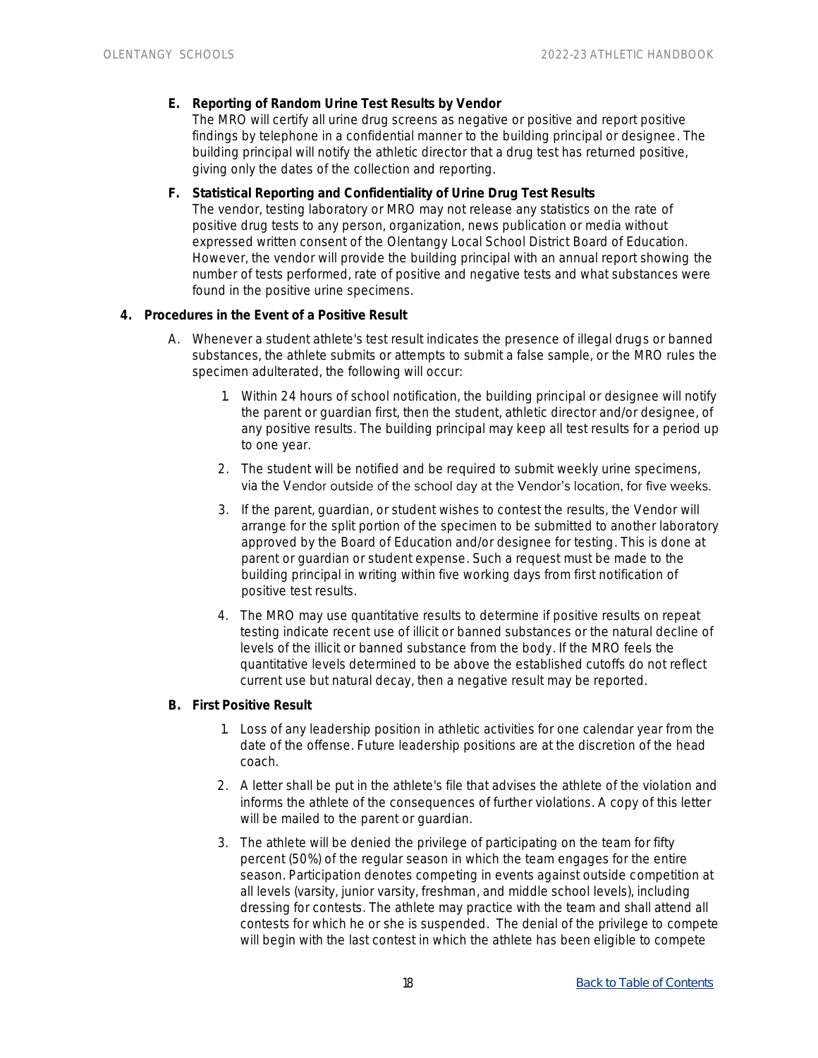**E. Reporting of Random Urine Test Results by Vendor**

The MRO will certify all urine drug screens as negative or positive and report positive findings by telephone in a confidential manner to the building principal or designee. The building principal will notify the athletic director that a drug test has returned positive, giving only the dates of the collection and reporting.

**F. Statistical Reporting and Confidentiality of Urine Drug Test Results**

The vendor, testing laboratory or MRO may not release any statistics on the rate of positive drug tests to any person, organization, news publication or media without expressed written consent of the Olentangy Local School District Board of Education. However, the vendor will provide the building principal with an annual report showing the number of tests performed, rate of positive and negative tests and what substances were found in the positive urine specimens.

**4. Procedures in the Event of a Positive Result**

A. Whenever a student athlete's test result indicates the presence of illegal drugs or banned substances, the athlete submits or attempts to submit a false sample, or the MRO rules the specimen adulterated, the following will occur:

1. Within 24 hours of school notification, the building principal or designee will notify the parent or guardian first, then the student, athletic director and/or designee, of any positive results. The building principal may keep all test results for a period up to one year.
2. The student will be notified and be required to submit weekly urine specimens, via the Vendor outside of the school day at the Vendor's location, for five weeks.
3. If the parent, guardian, or student wishes to contest the results, the Vendor will arrange for the split portion of the specimen to be submitted to another laboratory approved by the Board of Education and/or designee for testing. This is done at parent or guardian or student expense. Such a request must be made to the building principal in writing within five working days from first notification of positive test results.
4. The MRO may use quantitative results to determine if positive results on repeat testing indicate recent use of illicit or banned substances or the natural decline of levels of the illicit or banned substance from the body. If the MRO feels the quantitative levels determined to be above the established cutoffs do not reflect current use but natural decay, then a negative result may be reported.

**B. First Positive Result**

1. Loss of any leadership position in athletic activities for one calendar year from the date of the offense. Future leadership positions are at the discretion of the head coach.
2. A letter shall be put in the athlete's file that advises the athlete of the violation and informs the athlete of the consequences of further violations. A copy of this letter will be mailed to the parent or guardian.
3. The athlete will be denied the privilege of participating on the team for fifty percent (50%) of the regular season in which the team engages for the entire season. Participation denotes competing in events against outside competition at all levels (varsity, junior varsity, freshman, and middle school levels), including dressing for contests. The athlete may practice with the team and shall attend all contests for which he or she is suspended. The denial of the privilege to compete will begin with the last contest in which the athlete has been eligible to compete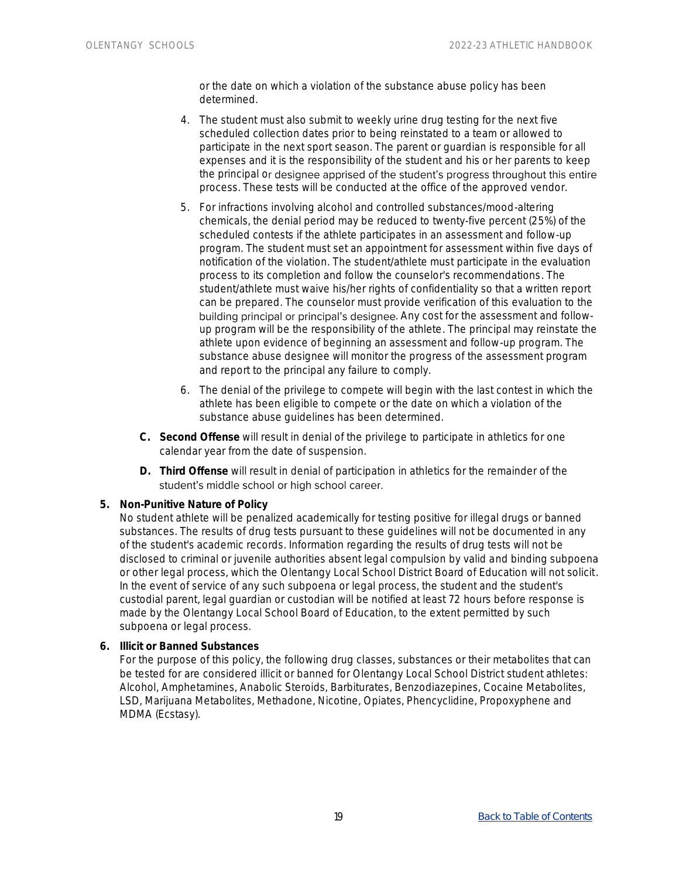or the date on which a violation of the substance abuse policy has been determined.

4. The student must also submit to weekly urine drug testing for the next five scheduled collection dates prior to being reinstated to a team or allowed to participate in the next sport season. The parent or guardian is responsible for all expenses and it is the responsibility of the student and his or her parents to keep the principal or designee apprised of the student's progress throughout this entire process. These tests will be conducted at the office of the approved vendor.
5. For infractions involving alcohol and controlled substances/mood-altering chemicals, the denial period may be reduced to twenty-five percent (25%) of the scheduled contests if the athlete participates in an assessment and follow-up program. The student must set an appointment for assessment within five days of notification of the violation. The student/athlete must participate in the evaluation process to its completion and follow the counselor's recommendations. The student/athlete must waive his/her rights of confidentiality so that a written report can be prepared. The counselor must provide verification of this evaluation to the building principal or principal's designee. Any cost for the assessment and follow-up program will be the responsibility of the athlete. The principal may reinstate the athlete upon evidence of beginning an assessment and follow-up program. The substance abuse designee will monitor the progress of the assessment program and report to the principal any failure to comply.
6. The denial of the privilege to compete will begin with the last contest in which the athlete has been eligible to compete or the date on which a violation of the substance abuse guidelines has been determined.

C. **Second Offense** will result in denial of the privilege to participate in athletics for one calendar year from the date of suspension.

D. **Third Offense** will result in denial of participation in athletics for the remainder of the student's middle school or high school career.

**5. Non-Punitive Nature of Policy**

No student athlete will be penalized academically for testing positive for illegal drugs or banned substances. The results of drug tests pursuant to these guidelines will not be documented in any of the student's academic records. Information regarding the results of drug tests will not be disclosed to criminal or juvenile authorities absent legal compulsion by valid and binding subpoena or other legal process, which the Olentangy Local School District Board of Education will not solicit. In the event of service of any such subpoena or legal process, the student and the student's custodial parent, legal guardian or custodian will be notified at least 72 hours before response is made by the Olentangy Local School Board of Education, to the extent permitted by such subpoena or legal process.

**6. Illicit or Banned Substances**

For the purpose of this policy, the following drug classes, substances or their metabolites that can be tested for are considered illicit or banned for Olentangy Local School District student athletes: Alcohol, Amphetamines, Anabolic Steroids, Barbiturates, Benzodiazepines, Cocaine Metabolites, LSD, Marijuana Metabolites, Methadone, Nicotine, Opiates, Phencyclidine, Propoxyphene and MDMA (Ecstasy).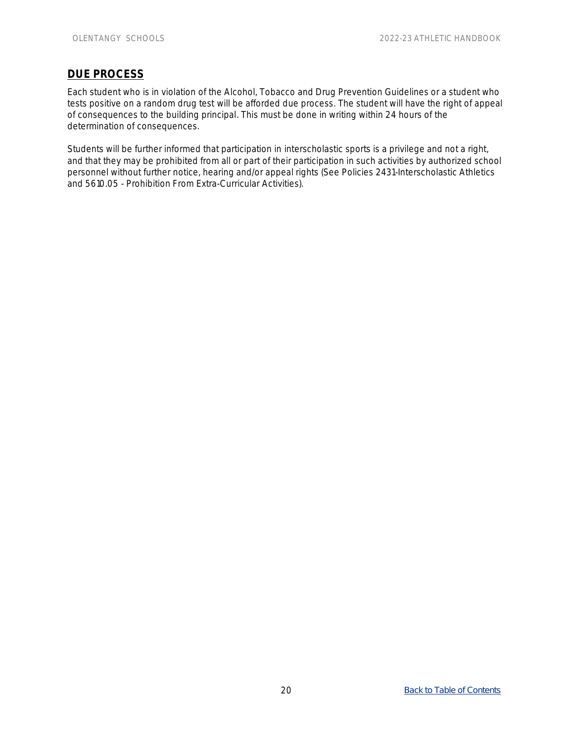## DUE PROCESS

Each student who is in violation of the Alcohol, Tobacco and Drug Prevention Guidelines or a student who tests positive on a random drug test will be afforded due process. The student will have the right of appeal of consequences to the building principal. This must be done in writing within 24 hours of the determination of consequences.

Students will be further informed that participation in interscholastic sports is a privilege and not a right, and that they may be prohibited from all or part of their participation in such activities by authorized school personnel without further notice, hearing and/or appeal rights (See Policies 2431-Interscholastic Athletics and 5610.05 - Prohibition From Extra-Curricular Activities).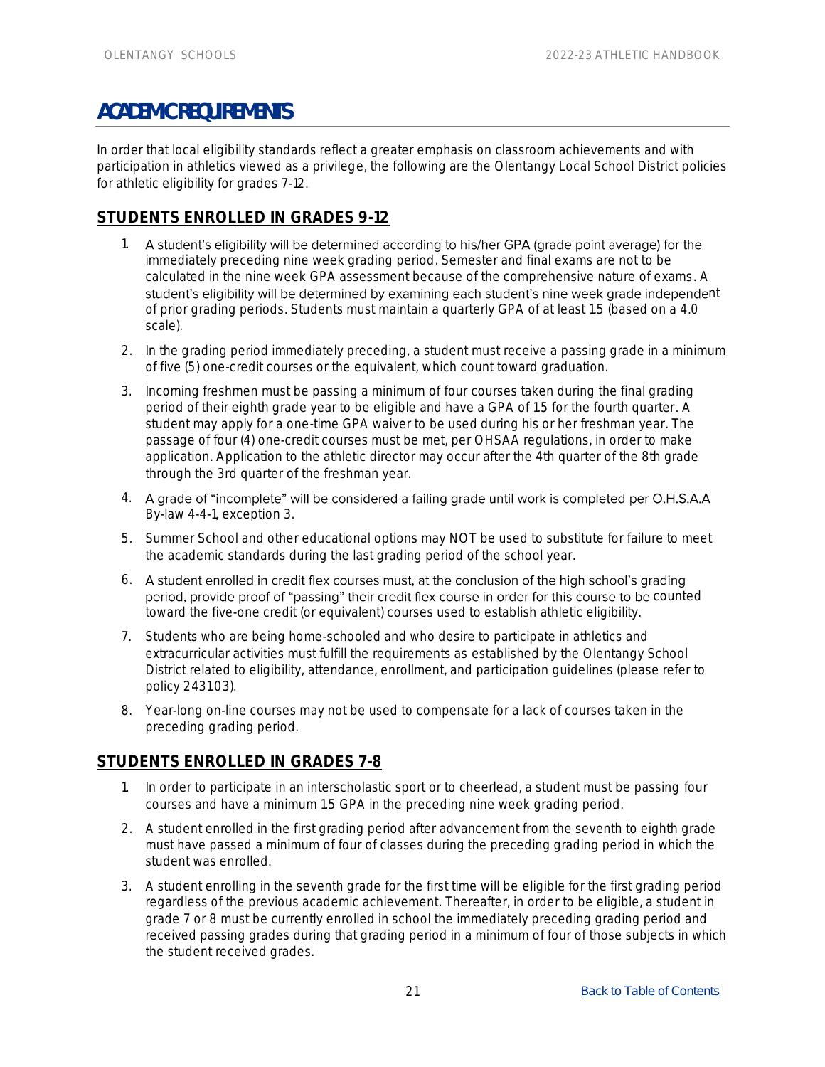# ACADEMIC REQUIREMENTS

In order that local eligibility standards reflect a greater emphasis on classroom achievements and with participation in athletics viewed as a privilege, the following are the Olentangy Local School District policies for athletic eligibility for grades 7-12.

## STUDENTS ENROLLED IN GRADES 9-12

1. A student's eligibility will be determined according to his/her GPA (grade point average) for the immediately preceding nine week grading period. Semester and final exams are not to be calculated in the nine week GPA assessment because of the comprehensive nature of exams. A student's eligibility will be determined by examining each student's nine week grade independent of prior grading periods. Students must maintain a quarterly GPA of at least 1.5 (based on a 4.0 scale).
2. In the grading period immediately preceding, a student must receive a passing grade in a minimum of five (5) one-credit courses or the equivalent, which count toward graduation.
3. Incoming freshmen must be passing a minimum of four courses taken during the final grading period of their eighth grade year to be eligible and have a GPA of 1.5 for the fourth quarter. A student may apply for a one-time GPA waiver to be used during his or her freshman year. The passage of four (4) one-credit courses must be met, per OHSAA regulations, in order to make application. Application to the athletic director may occur after the 4th quarter of the 8th grade through the 3rd quarter of the freshman year.
4. A grade of "incomplete" will be considered a failing grade until work is completed per O.H.S.A.A By-law 4-4-1, exception 3.
5. Summer School and other educational options may NOT be used to substitute for failure to meet the academic standards during the last grading period of the school year.
6. A student enrolled in credit flex courses must, at the conclusion of the high school's grading period, provide proof of "passing" their credit flex course in order for this course to be counted toward the five-one credit (or equivalent) courses used to establish athletic eligibility.
7. Students who are being home-schooled and who desire to participate in athletics and extracurricular activities must fulfill the requirements as established by the Olentangy School District related to eligibility, attendance, enrollment, and participation guidelines (please refer to policy 2431.03).
8. Year-long on-line courses may not be used to compensate for a lack of courses taken in the preceding grading period.

## STUDENTS ENROLLED IN GRADES 7-8

1. In order to participate in an interscholastic sport or to cheerlead, a student must be passing four courses and have a minimum 1.5 GPA in the preceding nine week grading period.
2. A student enrolled in the first grading period after advancement from the seventh to eighth grade must have passed a minimum of four of classes during the preceding grading period in which the student was enrolled.
3. A student enrolling in the seventh grade for the first time will be eligible for the first grading period regardless of the previous academic achievement. Thereafter, in order to be eligible, a student in grade 7 or 8 must be currently enrolled in school the immediately preceding grading period and received passing grades during that grading period in a minimum of four of those subjects in which the student received grades.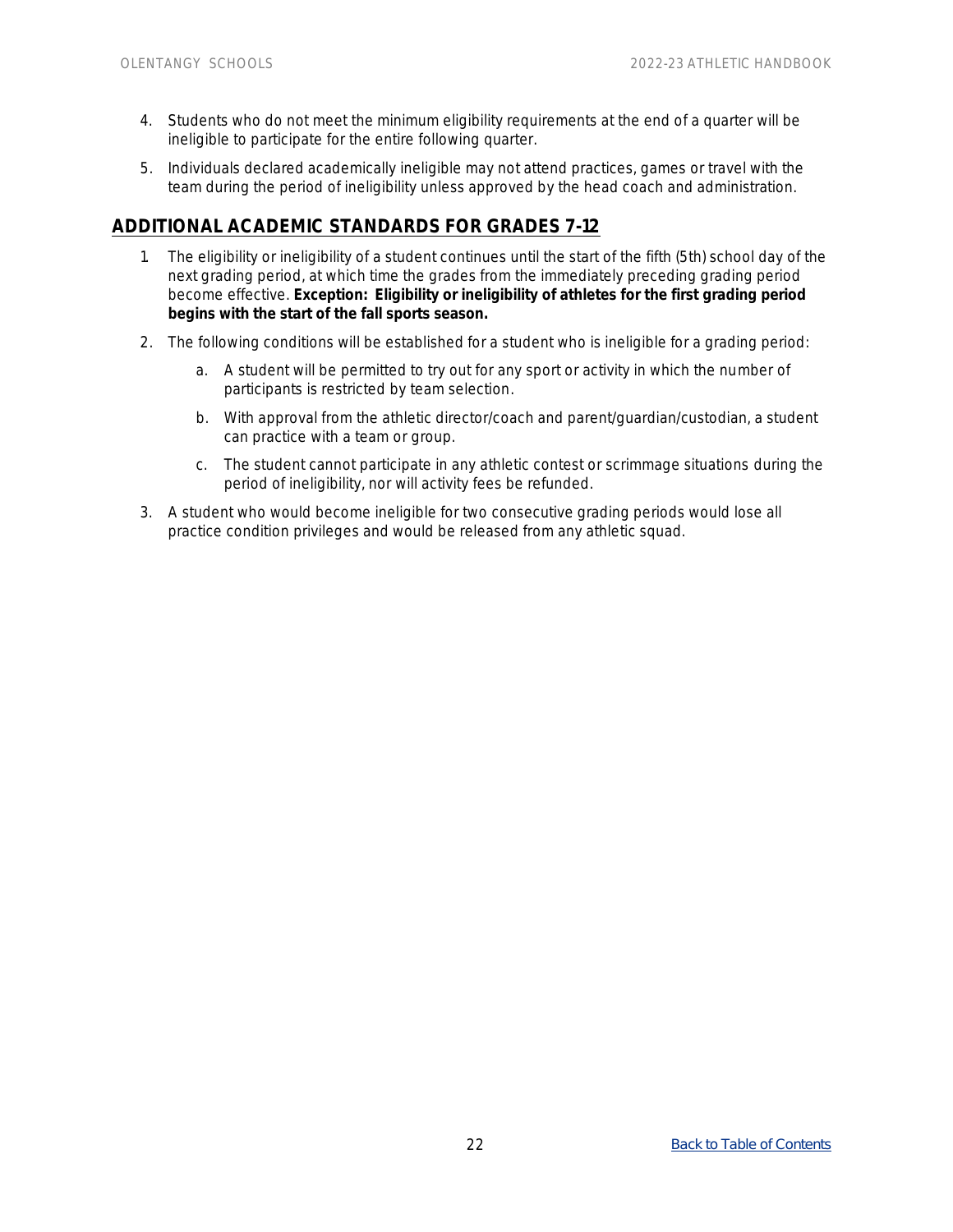4. Students who do not meet the minimum eligibility requirements at the end of a quarter will be ineligible to participate for the entire following quarter.
5. Individuals declared academically ineligible may not attend practices, games or travel with the team during the period of ineligibility unless approved by the head coach and administration.

## ADDITIONAL ACADEMIC STANDARDS FOR GRADES 7-12

1. The eligibility or ineligibility of a student continues until the start of the fifth (5th) school day of the next grading period, at which time the grades from the immediately preceding grading period become effective. **Exception: Eligibility or ineligibility of athletes for the first grading period begins with the start of the fall sports season.**
2. The following conditions will be established for a student who is ineligible for a grading period:
   a. A student will be permitted to try out for any sport or activity in which the number of participants is restricted by team selection.
   b. With approval from the athletic director/coach and parent/guardian/custodian, a student can practice with a team or group.
   c. The student cannot participate in any athletic contest or scrimmage situations during the period of ineligibility, nor will activity fees be refunded.
3. A student who would become ineligible for two consecutive grading periods would lose all practice condition privileges and would be released from any athletic squad.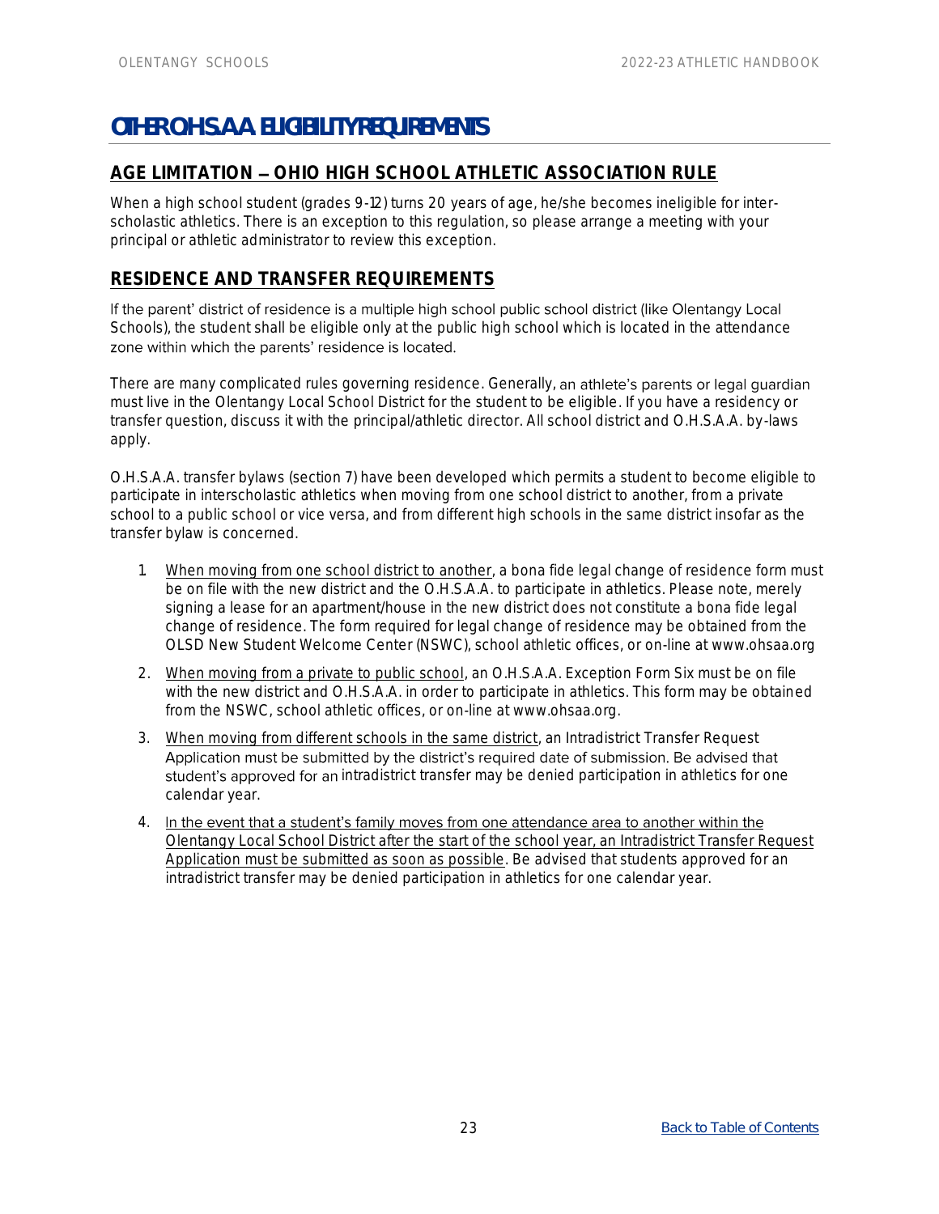# OTHER O.H.S.A.A. ELIGIBILITY REQUIREMENTS

## AGE LIMITATION – OHIO HIGH SCHOOL ATHLETIC ASSOCIATION RULE

When a high school student (grades 9-12) turns 20 years of age, he/she becomes ineligible for inter-scholastic athletics. There is an exception to this regulation, so please arrange a meeting with your principal or athletic administrator to review this exception.

## RESIDENCE AND TRANSFER REQUIREMENTS

If the parent' district of residence is a multiple high school public school district (like Olentangy Local Schools), the student shall be eligible only at the public high school which is located in the attendance zone within which the parents' residence is located.

There are many complicated rules governing residence. Generally, an athlete's parents or legal guardian must live in the Olentangy Local School District for the student to be eligible. If you have a residency or transfer question, discuss it with the principal/athletic director. All school district and O.H.S.A.A. by-laws apply.

O.H.S.A.A. transfer bylaws (section 7) have been developed which permits a student to become eligible to participate in interscholastic athletics when moving from one school district to another, from a private school to a public school or vice versa, and from different high schools in the same district insofar as the transfer bylaw is concerned.

1. When moving from one school district to another, a bona fide legal change of residence form must be on file with the new district and the O.H.S.A.A. to participate in athletics. Please note, merely signing a lease for an apartment/house in the new district does not constitute a bona fide legal change of residence. The form required for legal change of residence may be obtained from the OLSD New Student Welcome Center (NSWC), school athletic offices, or on-line at www.ohsaa.org
2. When moving from a private to public school, an O.H.S.A.A. Exception Form Six must be on file with the new district and O.H.S.A.A. in order to participate in athletics. This form may be obtained from the NSWC, school athletic offices, or on-line at www.ohsaa.org.
3. When moving from different schools in the same district, an Intradistrict Transfer Request Application must be submitted by the district's required date of submission. Be advised that student's approved for an intradistrict transfer may be denied participation in athletics for one calendar year.
4. In the event that a student's family moves from one attendance area to another within the Olentangy Local School District after the start of the school year, an Intradistrict Transfer Request Application must be submitted as soon as possible. Be advised that students approved for an intradistrict transfer may be denied participation in athletics for one calendar year.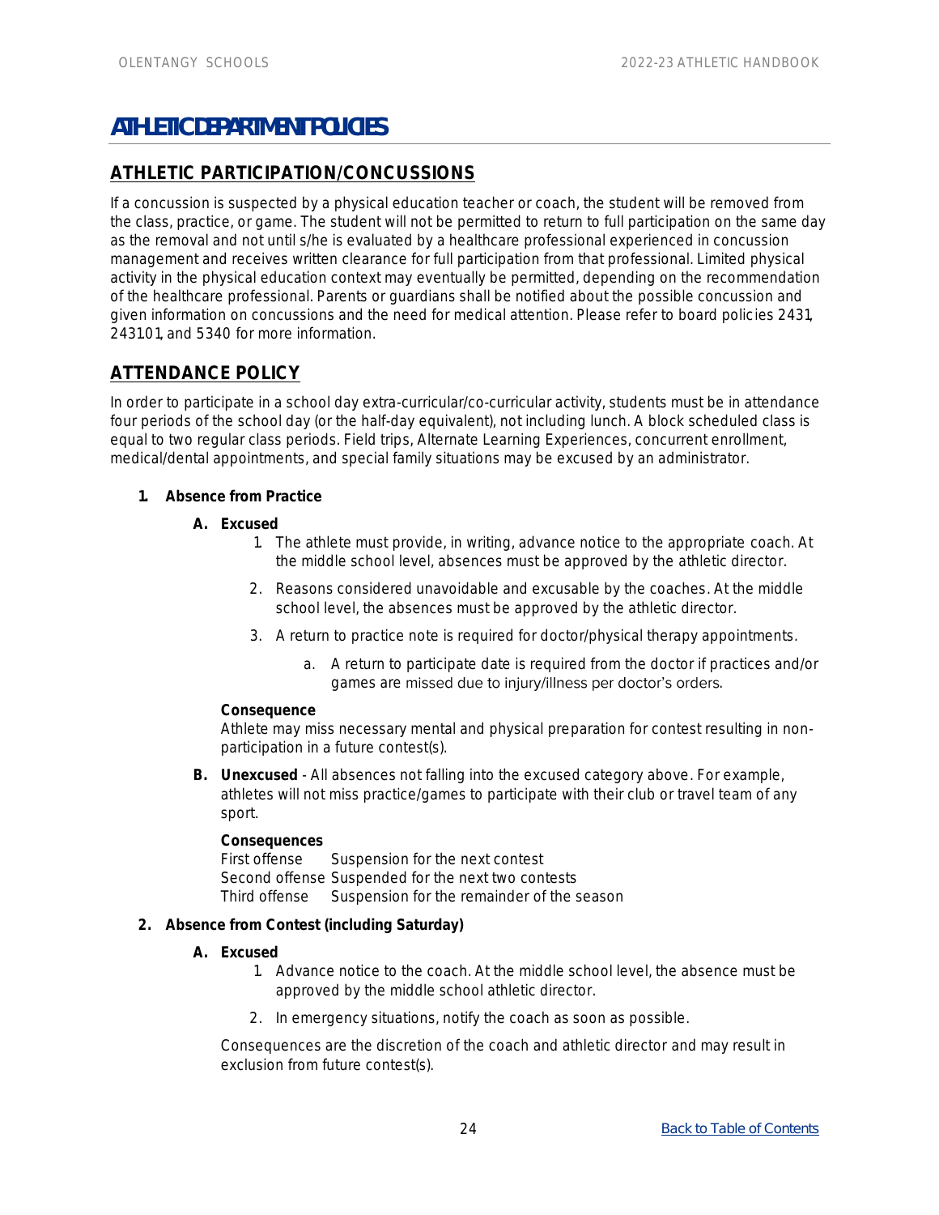# ATHLETIC DEPARTMENT POLICIES

## ATHLETIC PARTICIPATION/CONCUSSIONS

If a concussion is suspected by a physical education teacher or coach, the student will be removed from the class, practice, or game. The student will not be permitted to return to full participation on the same day as the removal and not until s/he is evaluated by a healthcare professional experienced in concussion management and receives written clearance for full participation from that professional. Limited physical activity in the physical education context may eventually be permitted, depending on the recommendation of the healthcare professional. Parents or guardians shall be notified about the possible concussion and given information on concussions and the need for medical attention. Please refer to board policies 2431, 2431.01, and 5340 for more information.

## ATTENDANCE POLICY

In order to participate in a school day extra-curricular/co-curricular activity, students must be in attendance four periods of the school day (or the half-day equivalent), not including lunch. A block scheduled class is equal to two regular class periods. Field trips, Alternate Learning Experiences, concurrent enrollment, medical/dental appointments, and special family situations may be excused by an administrator.

1. **Absence from Practice**

   A. **Excused**

      1. The athlete must provide, in writing, advance notice to the appropriate coach. At the middle school level, absences must be approved by the athletic director.
      2. Reasons considered unavoidable and excusable by the coaches. At the middle school level, the absences must be approved by the athletic director.
      3. A return to practice note is required for doctor/physical therapy appointments.
         a. A return to participate date is required from the doctor if practices and/or games are missed due to injury/illness per doctor's orders.

      **Consequence**
      Athlete may miss necessary mental and physical preparation for contest resulting in non-participation in a future contest(s).

   B. **Unexcused** - All absences not falling into the excused category above. For example, athletes will not miss practice/games to participate with their club or travel team of any sport.

      **Consequences**
      First offense Suspension for the next contest
      Second offense Suspended for the next two contests
      Third offense Suspension for the remainder of the season

2. **Absence from Contest (including Saturday)**

   A. **Excused**

      1. Advance notice to the coach. At the middle school level, the absence must be approved by the middle school athletic director.
      2. In emergency situations, notify the coach as soon as possible.

   Consequences are the discretion of the coach and athletic director and may result in exclusion from future contest(s).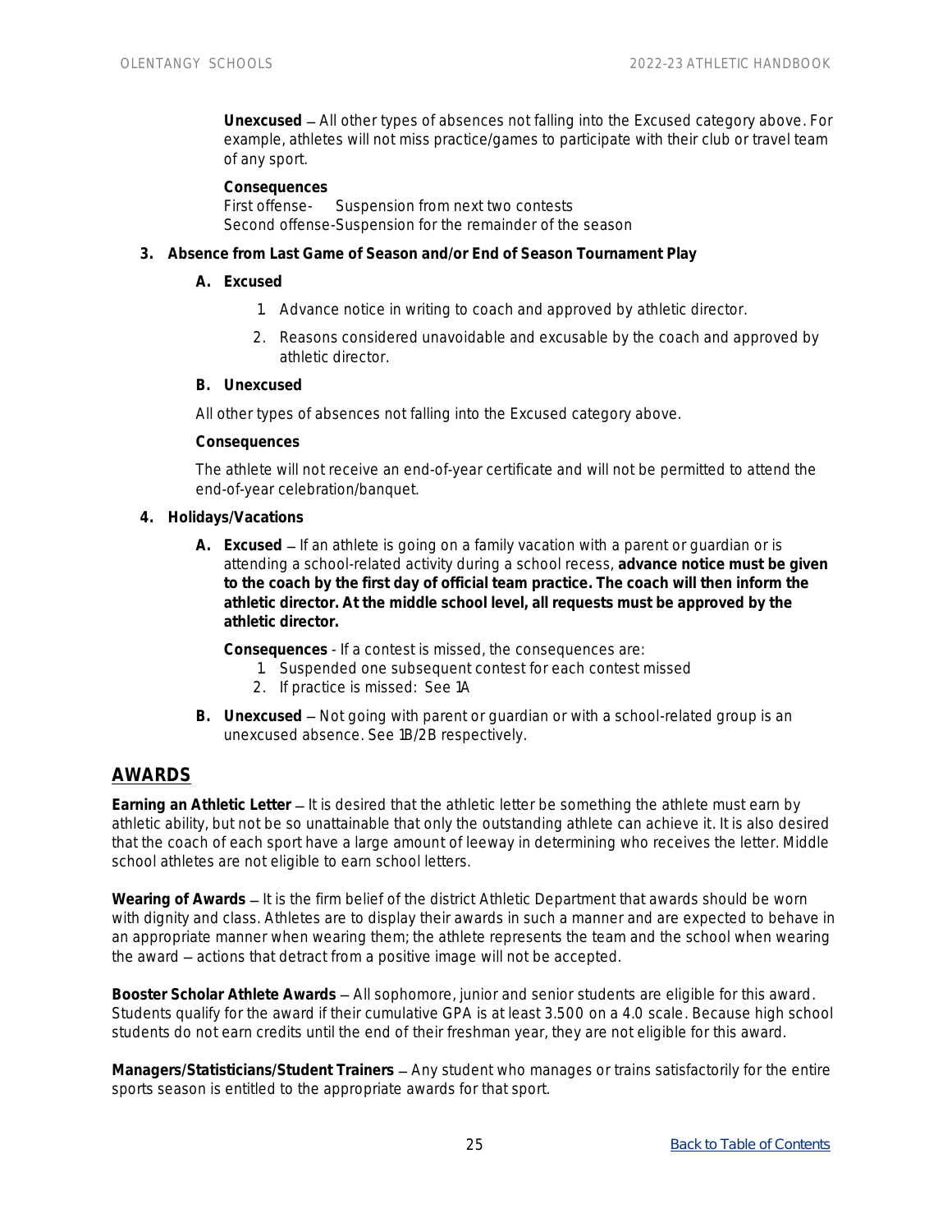**Unexcused** – All other types of absences not falling into the Excused category above. For example, athletes will not miss practice/games to participate with their club or travel team of any sport.

**Consequences**
First offense- Suspension from next two contests
Second offense-Suspension for the remainder of the season

**3. Absence from Last Game of Season and/or End of Season Tournament Play**

**A. Excused**

1. Advance notice in writing to coach and approved by athletic director.
2. Reasons considered unavoidable and excusable by the coach and approved by athletic director.

**B. Unexcused**

All other types of absences not falling into the Excused category above.

**Consequences**

The athlete will not receive an end-of-year certificate and will not be permitted to attend the end-of-year celebration/banquet.

**4. Holidays/Vacations**

**A. Excused** – If an athlete is going on a family vacation with a parent or guardian or is attending a school-related activity during a school recess, **advance notice must be given to the coach by the first day of official team practice. The coach will then inform the athletic director. At the middle school level, all requests must be approved by the athletic director.**

**Consequences** - If a contest is missed, the consequences are:
1. Suspended one subsequent contest for each contest missed
2. If practice is missed: See 1A

**B. Unexcused** – Not going with parent or guardian or with a school-related group is an unexcused absence. See 1B/2B respectively.

## AWARDS

**Earning an Athletic Letter** – It is desired that the athletic letter be something the athlete must earn by athletic ability, but not be so unattainable that only the outstanding athlete can achieve it. It is also desired that the coach of each sport have a large amount of leeway in determining who receives the letter. Middle school athletes are not eligible to earn school letters.

**Wearing of Awards** – It is the firm belief of the district Athletic Department that awards should be worn with dignity and class. Athletes are to display their awards in such a manner and are expected to behave in an appropriate manner when wearing them; the athlete represents the team and the school when wearing the award – actions that detract from a positive image will not be accepted.

**Booster Scholar Athlete Awards** – All sophomore, junior and senior students are eligible for this award. Students qualify for the award if their cumulative GPA is at least 3.500 on a 4.0 scale. Because high school students do not earn credits until the end of their freshman year, they are not eligible for this award.

**Managers/Statisticians/Student Trainers** – Any student who manages or trains satisfactorily for the entire sports season is entitled to the appropriate awards for that sport.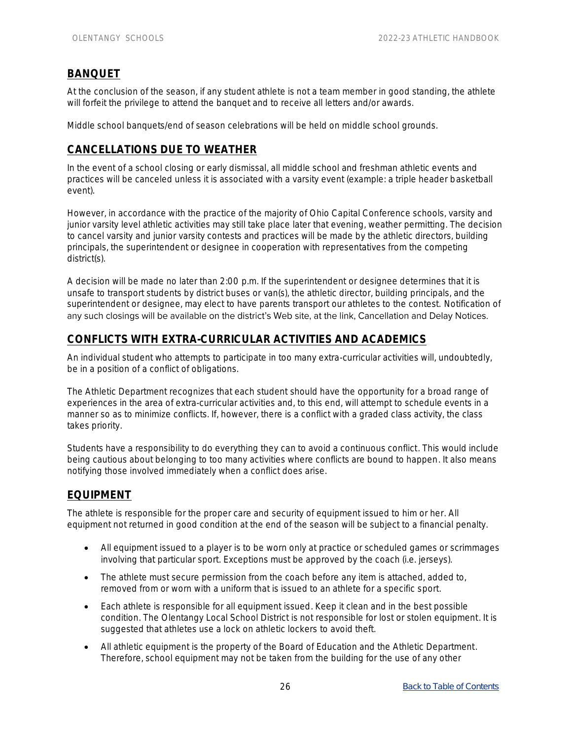## BANQUET

At the conclusion of the season, if any student athlete is not a team member in good standing, the athlete will forfeit the privilege to attend the banquet and to receive all letters and/or awards.

Middle school banquets/end of season celebrations will be held on middle school grounds.

## CANCELLATIONS DUE TO WEATHER

In the event of a school closing or early dismissal, all middle school and freshman athletic events and practices will be canceled unless it is associated with a varsity event (example: a triple header basketball event).

However, in accordance with the practice of the majority of Ohio Capital Conference schools, varsity and junior varsity level athletic activities may still take place later that evening, weather permitting. The decision to cancel varsity and junior varsity contests and practices will be made by the athletic directors, building principals, the superintendent or designee in cooperation with representatives from the competing district(s).

A decision will be made no later than 2:00 p.m. If the superintendent or designee determines that it is unsafe to transport students by district buses or van(s), the athletic director, building principals, and the superintendent or designee, may elect to have parents transport our athletes to the contest. Notification of any such closings will be available on the district's Web site, at the link, Cancellation and Delay Notices.

## CONFLICTS WITH EXTRA-CURRICULAR ACTIVITIES AND ACADEMICS

An individual student who attempts to participate in too many extra-curricular activities will, undoubtedly, be in a position of a conflict of obligations.

The Athletic Department recognizes that each student should have the opportunity for a broad range of experiences in the area of extra-curricular activities and, to this end, will attempt to schedule events in a manner so as to minimize conflicts. If, however, there is a conflict with a graded class activity, the class takes priority.

Students have a responsibility to do everything they can to avoid a continuous conflict. This would include being cautious about belonging to too many activities where conflicts are bound to happen. It also means notifying those involved immediately when a conflict does arise.

## EQUIPMENT

The athlete is responsible for the proper care and security of equipment issued to him or her. All equipment not returned in good condition at the end of the season will be subject to a financial penalty.

- All equipment issued to a player is to be worn only at practice or scheduled games or scrimmages involving that particular sport. Exceptions must be approved by the coach (i.e. jerseys).
- The athlete must secure permission from the coach before any item is attached, added to, removed from or worn with a uniform that is issued to an athlete for a specific sport.
- Each athlete is responsible for all equipment issued. Keep it clean and in the best possible condition. The Olentangy Local School District is not responsible for lost or stolen equipment. It is suggested that athletes use a lock on athletic lockers to avoid theft.
- All athletic equipment is the property of the Board of Education and the Athletic Department. Therefore, school equipment may not be taken from the building for the use of any other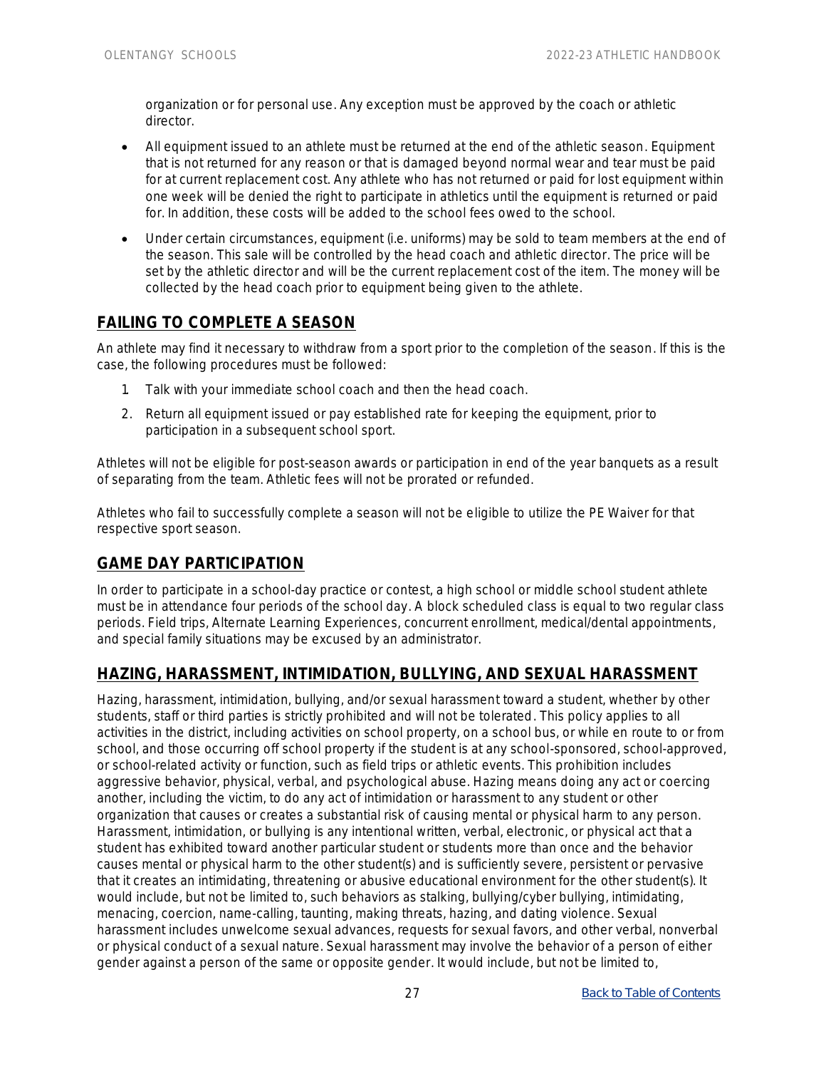organization or for personal use. Any exception must be approved by the coach or athletic director.

- All equipment issued to an athlete must be returned at the end of the athletic season. Equipment that is not returned for any reason or that is damaged beyond normal wear and tear must be paid for at current replacement cost. Any athlete who has not returned or paid for lost equipment within one week will be denied the right to participate in athletics until the equipment is returned or paid for. In addition, these costs will be added to the school fees owed to the school.
- Under certain circumstances, equipment (i.e. uniforms) may be sold to team members at the end of the season. This sale will be controlled by the head coach and athletic director. The price will be set by the athletic director and will be the current replacement cost of the item. The money will be collected by the head coach prior to equipment being given to the athlete.

## FAILING TO COMPLETE A SEASON

An athlete may find it necessary to withdraw from a sport prior to the completion of the season. If this is the case, the following procedures must be followed:

1. Talk with your immediate school coach and then the head coach.
2. Return all equipment issued or pay established rate for keeping the equipment, prior to participation in a subsequent school sport.

Athletes will not be eligible for post-season awards or participation in end of the year banquets as a result of separating from the team. Athletic fees will not be prorated or refunded.

Athletes who fail to successfully complete a season will not be eligible to utilize the PE Waiver for that respective sport season.

## GAME DAY PARTICIPATION

In order to participate in a school-day practice or contest, a high school or middle school student athlete must be in attendance four periods of the school day. A block scheduled class is equal to two regular class periods. Field trips, Alternate Learning Experiences, concurrent enrollment, medical/dental appointments, and special family situations may be excused by an administrator.

## HAZING, HARASSMENT, INTIMIDATION, BULLYING, AND SEXUAL HARASSMENT

Hazing, harassment, intimidation, bullying, and/or sexual harassment toward a student, whether by other students, staff or third parties is strictly prohibited and will not be tolerated. This policy applies to all activities in the district, including activities on school property, on a school bus, or while en route to or from school, and those occurring off school property if the student is at any school-sponsored, school-approved, or school-related activity or function, such as field trips or athletic events. This prohibition includes aggressive behavior, physical, verbal, and psychological abuse. Hazing means doing any act or coercing another, including the victim, to do any act of intimidation or harassment to any student or other organization that causes or creates a substantial risk of causing mental or physical harm to any person. Harassment, intimidation, or bullying is any intentional written, verbal, electronic, or physical act that a student has exhibited toward another particular student or students more than once and the behavior causes mental or physical harm to the other student(s) and is sufficiently severe, persistent or pervasive that it creates an intimidating, threatening or abusive educational environment for the other student(s). It would include, but not be limited to, such behaviors as stalking, bullying/cyber bullying, intimidating, menacing, coercion, name-calling, taunting, making threats, hazing, and dating violence. Sexual harassment includes unwelcome sexual advances, requests for sexual favors, and other verbal, nonverbal or physical conduct of a sexual nature. Sexual harassment may involve the behavior of a person of either gender against a person of the same or opposite gender. It would include, but not be limited to,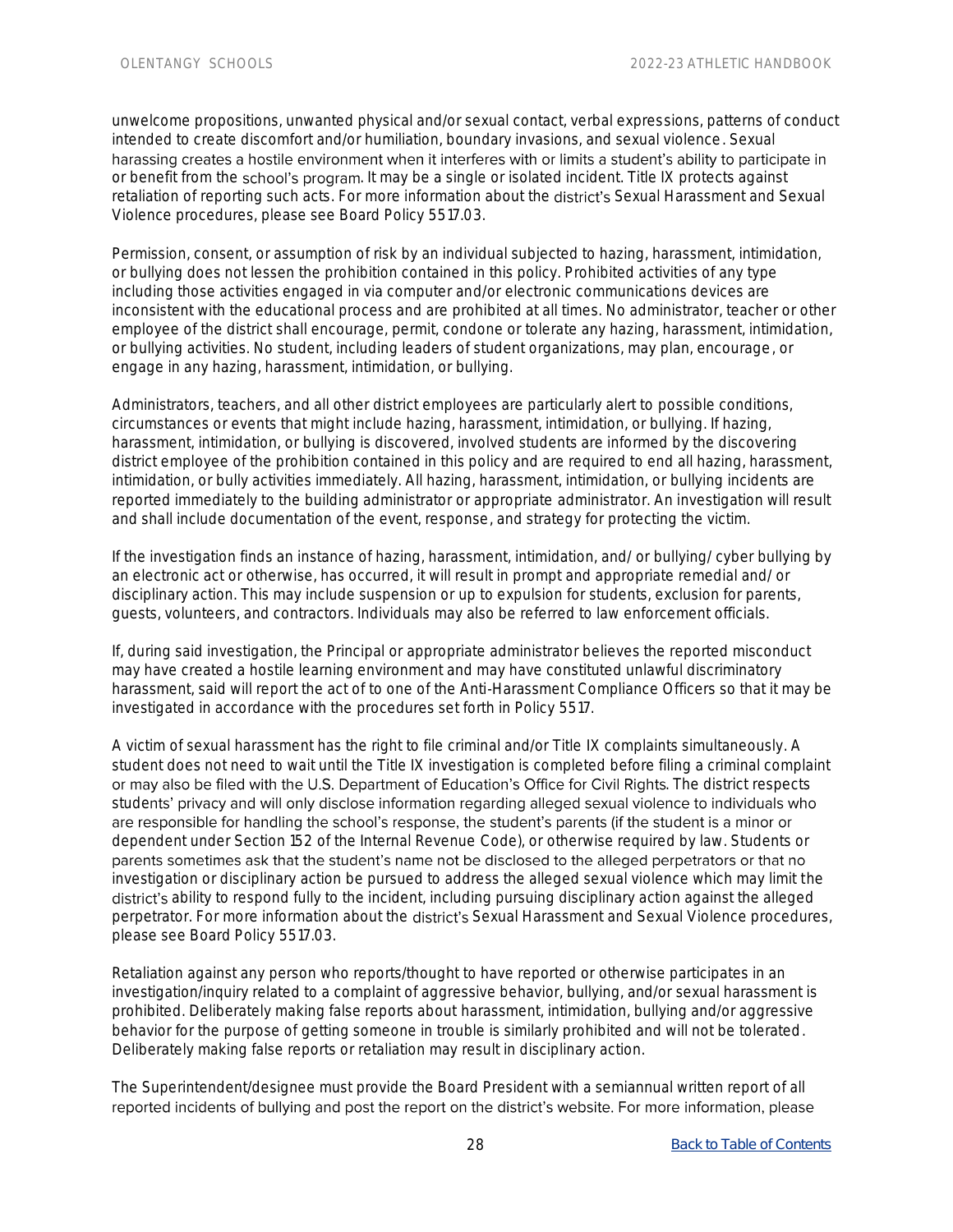unwelcome propositions, unwanted physical and/or sexual contact, verbal expressions, patterns of conduct intended to create discomfort and/or humiliation, boundary invasions, and sexual violence. Sexual harassing creates a hostile environment when it interferes with or limits a student's ability to participate in or benefit from the school's program. It may be a single or isolated incident. Title IX protects against retaliation of reporting such acts. For more information about the district's Sexual Harassment and Sexual Violence procedures, please see Board Policy 5517.03.

Permission, consent, or assumption of risk by an individual subjected to hazing, harassment, intimidation, or bullying does not lessen the prohibition contained in this policy. Prohibited activities of any type including those activities engaged in via computer and/or electronic communications devices are inconsistent with the educational process and are prohibited at all times. No administrator, teacher or other employee of the district shall encourage, permit, condone or tolerate any hazing, harassment, intimidation, or bullying activities. No student, including leaders of student organizations, may plan, encourage, or engage in any hazing, harassment, intimidation, or bullying.

Administrators, teachers, and all other district employees are particularly alert to possible conditions, circumstances or events that might include hazing, harassment, intimidation, or bullying. If hazing, harassment, intimidation, or bullying is discovered, involved students are informed by the discovering district employee of the prohibition contained in this policy and are required to end all hazing, harassment, intimidation, or bully activities immediately. All hazing, harassment, intimidation, or bullying incidents are reported immediately to the building administrator or appropriate administrator. An investigation will result and shall include documentation of the event, response, and strategy for protecting the victim.

If the investigation finds an instance of hazing, harassment, intimidation, and/ or bullying/ cyber bullying by an electronic act or otherwise, has occurred, it will result in prompt and appropriate remedial and/ or disciplinary action. This may include suspension or up to expulsion for students, exclusion for parents, guests, volunteers, and contractors. Individuals may also be referred to law enforcement officials.

If, during said investigation, the Principal or appropriate administrator believes the reported misconduct may have created a hostile learning environment and may have constituted unlawful discriminatory harassment, said will report the act of to one of the Anti-Harassment Compliance Officers so that it may be investigated in accordance with the procedures set forth in Policy 5517.

A victim of sexual harassment has the right to file criminal and/or Title IX complaints simultaneously. A student does not need to wait until the Title IX investigation is completed before filing a criminal complaint or may also be filed with the U.S. Department of Education's Office for Civil Rights. The district respects students' privacy and will only disclose information regarding alleged sexual violence to individuals who are responsible for handling the school's response, the student's parents (if the student is a minor or dependent under Section 152 of the Internal Revenue Code), or otherwise required by law. Students or parents sometimes ask that the student's name not be disclosed to the alleged perpetrators or that no investigation or disciplinary action be pursued to address the alleged sexual violence which may limit the district's ability to respond fully to the incident, including pursuing disciplinary action against the alleged perpetrator. For more information about the district's Sexual Harassment and Sexual Violence procedures, please see Board Policy 5517.03.

Retaliation against any person who reports/thought to have reported or otherwise participates in an investigation/inquiry related to a complaint of aggressive behavior, bullying, and/or sexual harassment is prohibited. Deliberately making false reports about harassment, intimidation, bullying and/or aggressive behavior for the purpose of getting someone in trouble is similarly prohibited and will not be tolerated. Deliberately making false reports or retaliation may result in disciplinary action.

The Superintendent/designee must provide the Board President with a semiannual written report of all reported incidents of bullying and post the report on the district's website. For more information, please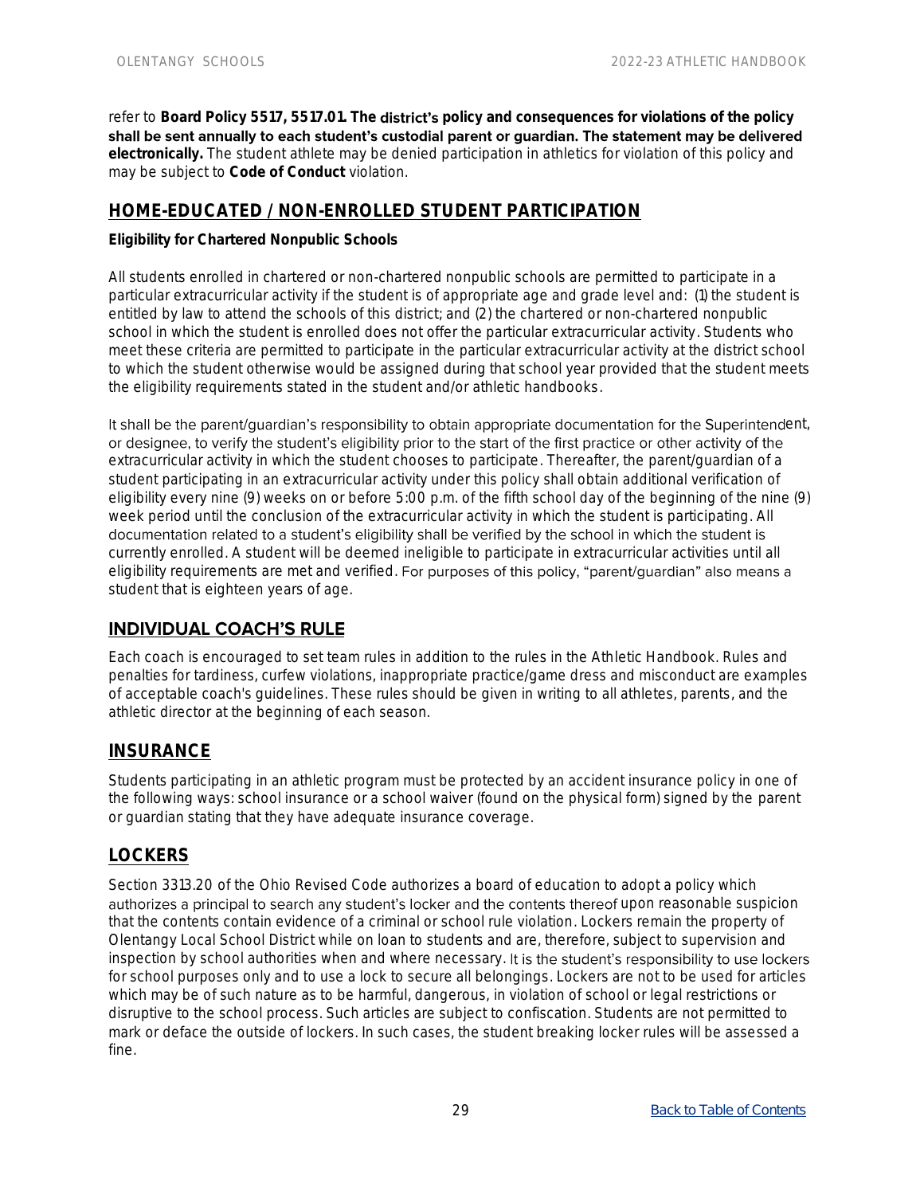refer to **Board Policy 5517, 5517.01. The district's policy and consequences for violations of the policy shall be sent annually to each student's custodial parent or guardian. The statement may be delivered electronically.** The student athlete may be denied participation in athletics for violation of this policy and may be subject to **Code of Conduct** violation.

## HOME-EDUCATED / NON-ENROLLED STUDENT PARTICIPATION

**Eligibility for Chartered Nonpublic Schools**

All students enrolled in chartered or non-chartered nonpublic schools are permitted to participate in a particular extracurricular activity if the student is of appropriate age and grade level and: (1) the student is entitled by law to attend the schools of this district; and (2) the chartered or non-chartered nonpublic school in which the student is enrolled does not offer the particular extracurricular activity. Students who meet these criteria are permitted to participate in the particular extracurricular activity at the district school to which the student otherwise would be assigned during that school year provided that the student meets the eligibility requirements stated in the student and/or athletic handbooks.

It shall be the parent/guardian's responsibility to obtain appropriate documentation for the Superintendent, or designee, to verify the student's eligibility prior to the start of the first practice or other activity of the extracurricular activity in which the student chooses to participate. Thereafter, the parent/guardian of a student participating in an extracurricular activity under this policy shall obtain additional verification of eligibility every nine (9) weeks on or before 5:00 p.m. of the fifth school day of the beginning of the nine (9) week period until the conclusion of the extracurricular activity in which the student is participating. All documentation related to a student's eligibility shall be verified by the school in which the student is currently enrolled. A student will be deemed ineligible to participate in extracurricular activities until all eligibility requirements are met and verified. For purposes of this policy, "parent/guardian" also means a student that is eighteen years of age.

## INDIVIDUAL COACH'S RULE

Each coach is encouraged to set team rules in addition to the rules in the Athletic Handbook. Rules and penalties for tardiness, curfew violations, inappropriate practice/game dress and misconduct are examples of acceptable coach's guidelines. These rules should be given in writing to all athletes, parents, and the athletic director at the beginning of each season.

## INSURANCE

Students participating in an athletic program must be protected by an accident insurance policy in one of the following ways: school insurance or a school waiver (found on the physical form) signed by the parent or guardian stating that they have adequate insurance coverage.

## LOCKERS

Section 3313.20 of the Ohio Revised Code authorizes a board of education to adopt a policy which authorizes a principal to search any student's locker and the contents thereof upon reasonable suspicion that the contents contain evidence of a criminal or school rule violation. Lockers remain the property of Olentangy Local School District while on loan to students and are, therefore, subject to supervision and inspection by school authorities when and where necessary. It is the student's responsibility to use lockers for school purposes only and to use a lock to secure all belongings. Lockers are not to be used for articles which may be of such nature as to be harmful, dangerous, in violation of school or legal restrictions or disruptive to the school process. Such articles are subject to confiscation. Students are not permitted to mark or deface the outside of lockers. In such cases, the student breaking locker rules will be assessed a fine.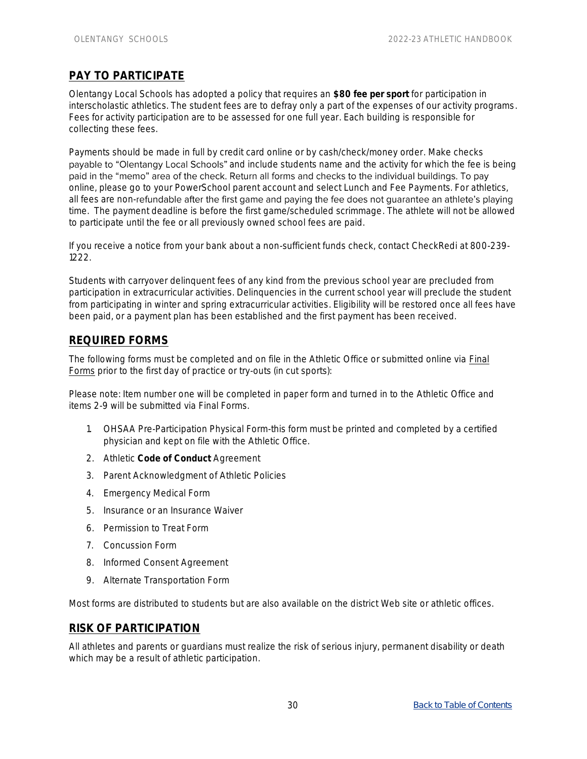## PAY TO PARTICIPATE

Olentangy Local Schools has adopted a policy that requires an **$80 fee per sport** for participation in interscholastic athletics. The student fees are to defray only a part of the expenses of our activity programs. Fees for activity participation are to be assessed for one full year. Each building is responsible for collecting these fees.

Payments should be made in full by credit card online or by cash/check/money order. Make checks payable to "Olentangy Local Schools" and include students name and the activity for which the fee is being paid in the "memo" area of the check. Return all forms and checks to the individual buildings. To pay online, please go to your PowerSchool parent account and select Lunch and Fee Payments. For athletics, all fees are non-refundable after the first game and paying the fee does not guarantee an athlete's playing time. The payment deadline is before the first game/scheduled scrimmage. The athlete will not be allowed to participate until the fee or all previously owned school fees are paid.

If you receive a notice from your bank about a non-sufficient funds check, contact CheckRedi at 800-239-1222.

Students with carryover delinquent fees of any kind from the previous school year are precluded from participation in extracurricular activities. Delinquencies in the current school year will preclude the student from participating in winter and spring extracurricular activities. Eligibility will be restored once all fees have been paid, or a payment plan has been established and the first payment has been received.

## REQUIRED FORMS

The following forms must be completed and on file in the Athletic Office or submitted online via Final Forms prior to the first day of practice or try-outs (in cut sports):

Please note: Item number one will be completed in paper form and turned in to the Athletic Office and items 2-9 will be submitted via Final Forms.

1. OHSAA Pre-Participation Physical Form-this form must be printed and completed by a certified physician and kept on file with the Athletic Office.
2. Athletic **Code of Conduct** Agreement
3. Parent Acknowledgment of Athletic Policies
4. Emergency Medical Form
5. Insurance or an Insurance Waiver
6. Permission to Treat Form
7. Concussion Form
8. Informed Consent Agreement
9. Alternate Transportation Form

Most forms are distributed to students but are also available on the district Web site or athletic offices.

## RISK OF PARTICIPATION

All athletes and parents or guardians must realize the risk of serious injury, permanent disability or death which may be a result of athletic participation.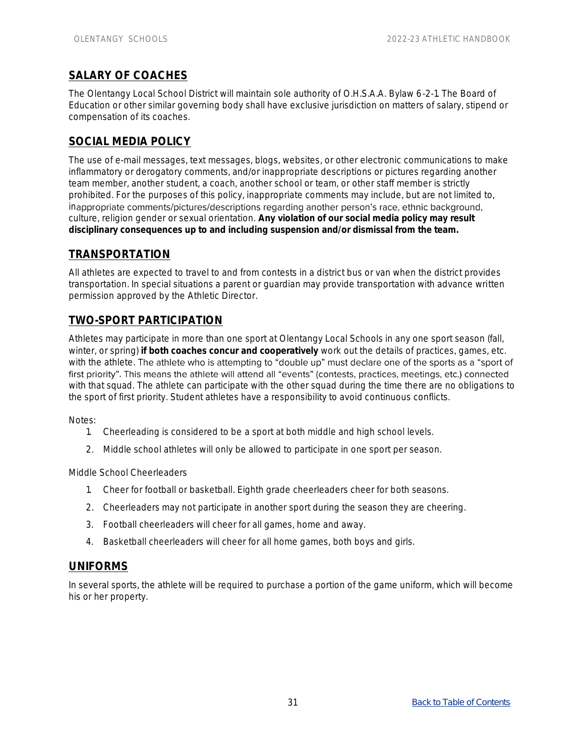## SALARY OF COACHES

The Olentangy Local School District will maintain sole authority of O.H.S.A.A. Bylaw 6-2-1 The Board of Education or other similar governing body shall have exclusive jurisdiction on matters of salary, stipend or compensation of its coaches.

## SOCIAL MEDIA POLICY

The use of e-mail messages, text messages, blogs, websites, or other electronic communications to make inflammatory or derogatory comments, and/or inappropriate descriptions or pictures regarding another team member, another student, a coach, another school or team, or other staff member is strictly prohibited. For the purposes of this policy, inappropriate comments may include, but are not limited to, inappropriate comments/pictures/descriptions regarding another person's race, ethnic background, culture, religion gender or sexual orientation. **Any violation of our social media policy may result disciplinary consequences up to and including suspension and/or dismissal from the team.**

## TRANSPORTATION

All athletes are expected to travel to and from contests in a district bus or van when the district provides transportation. In special situations a parent or guardian may provide transportation with advance written permission approved by the Athletic Director.

## TWO-SPORT PARTICIPATION

Athletes may participate in more than one sport at Olentangy Local Schools in any one sport season (fall, winter, or spring) **if both coaches concur and cooperatively** work out the details of practices, games, etc. with the athlete. The athlete who is attempting to "double up" must declare one of the sports as a "sport of first priority". This means the athlete will attend all "events" (contests, practices, meetings, etc.) connected with that squad. The athlete can participate with the other squad during the time there are no obligations to the sport of first priority. Student athletes have a responsibility to avoid continuous conflicts.

Notes:

1. Cheerleading is considered to be a sport at both middle and high school levels.
2. Middle school athletes will only be allowed to participate in one sport per season.

Middle School Cheerleaders

1. Cheer for football or basketball. Eighth grade cheerleaders cheer for both seasons.
2. Cheerleaders may not participate in another sport during the season they are cheering.
3. Football cheerleaders will cheer for all games, home and away.
4. Basketball cheerleaders will cheer for all home games, both boys and girls.

## UNIFORMS

In several sports, the athlete will be required to purchase a portion of the game uniform, which will become his or her property.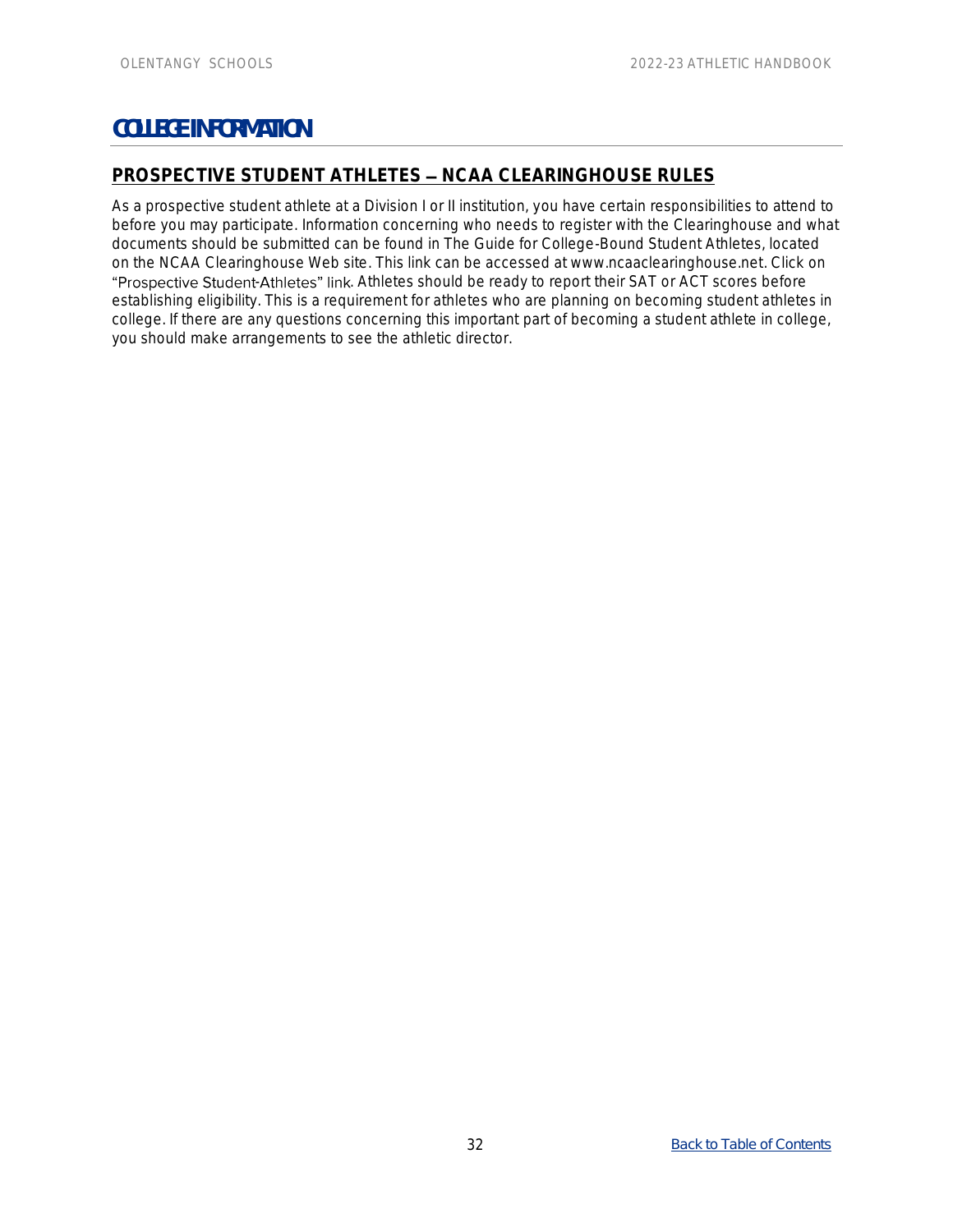# COLLEGE INFORMATION

## PROSPECTIVE STUDENT ATHLETES – NCAA CLEARINGHOUSE RULES

As a prospective student athlete at a Division I or II institution, you have certain responsibilities to attend to before you may participate. Information concerning who needs to register with the Clearinghouse and what documents should be submitted can be found in The Guide for College-Bound Student Athletes, located on the NCAA Clearinghouse Web site. This link can be accessed at www.ncaaclearinghouse.net. Click on "Prospective Student-Athletes" link. Athletes should be ready to report their SAT or ACT scores before establishing eligibility. This is a requirement for athletes who are planning on becoming student athletes in college. If there are any questions concerning this important part of becoming a student athlete in college, you should make arrangements to see the athletic director.